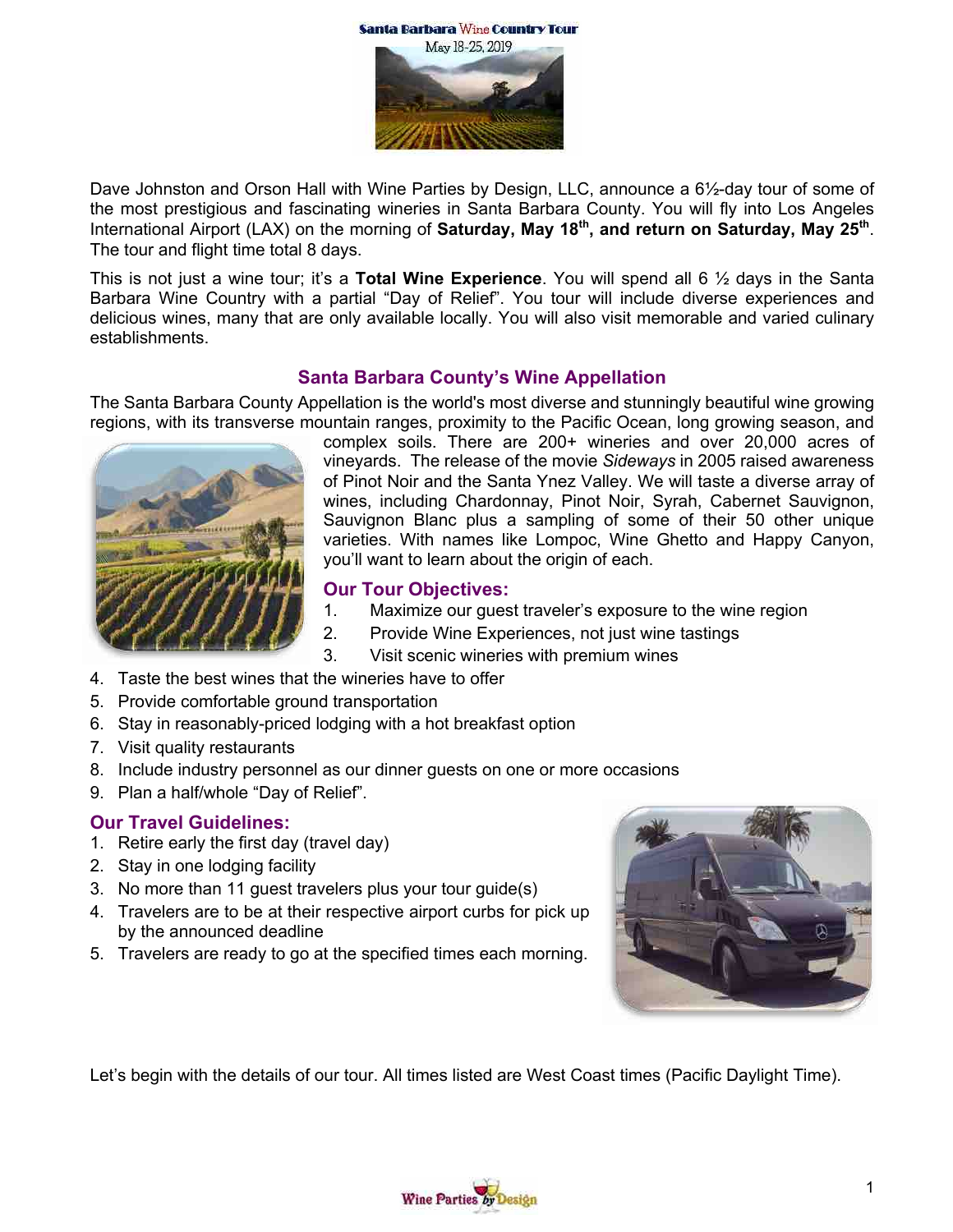# Santa Barbara Wine Country Tour

May 18-25, 2019

Dave Johnston and Orson Hall with Wine Parties by Design, LLC, announce a 6½-day tour of some of the most prestigious and fascinating wineries in Santa Barbara County. You will fly into Los Angeles International Airport (LAX) on the morning of **Saturday, May 18th, and return on Saturday, May 25th**. The tour and flight time total 8 days.

This is not just a wine tour; it's a **Total Wine Experience**. You will spend all 6 ½ days in the Santa Barbara Wine Country with a partial "Day of Relief". You tour will include diverse experiences and delicious wines, many that are only available locally. You will also visit memorable and varied culinary establishments.

## Santa Barbara County's Wine Appellation

The Santa Barbara County Appellation is the world's most diverse and stunningly beautiful wine growing regions, with its transverse mountain ranges, proximity to the Pacific Ocean, long growing season, and complex soils. There are 200+ wineries and over 20,000 acres of vineyards. The release of the movie *Sideways* in 2005 raised awareness of Pinot Noir and the Santa Ynez Valley. We will taste a diverse array of wines, including Chardonnay, Pinot Noir, Syrah, Cabernet Sauvignon, Sauvignon Blanc plus a sampling of some of their 50 other unique varieties. With names like Lompoc, Wine Ghetto and Happy Canyon, you'll want to learn about the origin of each.

## Our Tour Objectives:

1. Maximize our guest traveler's exposure to the wine region
2. Provide Wine Experiences, not just wine tastings
3. Visit scenic wineries with premium wines
4. Taste the best wines that the wineries have to offer
5. Provide comfortable ground transportation
6. Stay in reasonably-priced lodging with a hot breakfast option
7. Visit quality restaurants
8. Include industry personnel as our dinner guests on one or more occasions
9. Plan a half/whole "Day of Relief".

## Our Travel Guidelines:

1. Retire early the first day (travel day)
2. Stay in one lodging facility
3. No more than 11 guest travelers plus your tour guide(s)
4. Travelers are to be at their respective airport curbs for pick up by the announced deadline
5. Travelers are ready to go at the specified times each morning.

Let's begin with the details of our tour. All times listed are West Coast times (Pacific Daylight Time).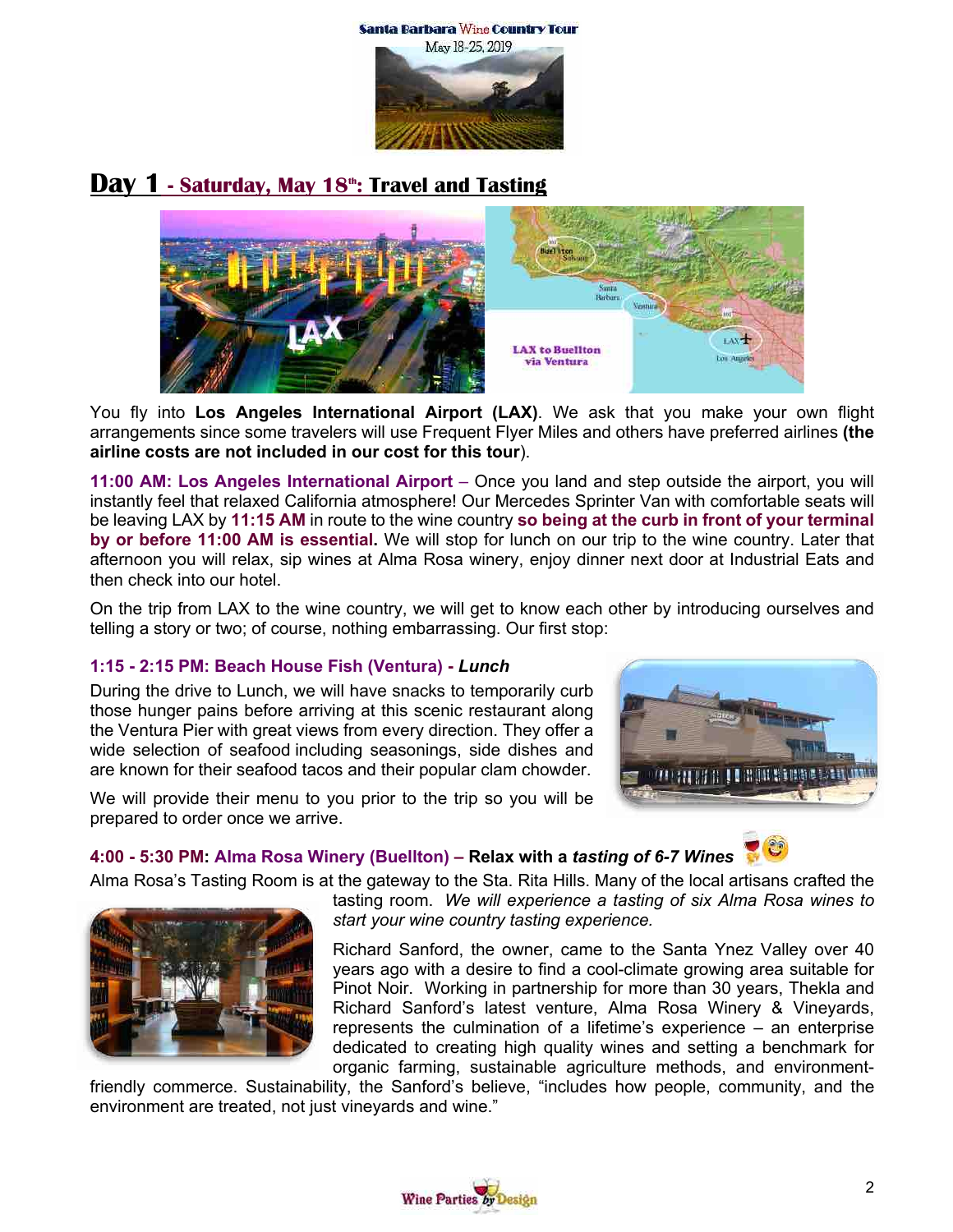# Day 1 - Saturday, May 18th: Travel and Tasting

You fly into **Los Angeles International Airport (LAX)**. We ask that you make your own flight arrangements since some travelers will use Frequent Flyer Miles and others have preferred airlines **(the airline costs are not included in our cost for this tour**).

**11:00 AM: Los Angeles International Airport** – Once you land and step outside the airport, you will instantly feel that relaxed California atmosphere! Our Mercedes Sprinter Van with comfortable seats will be leaving LAX by **11:15 AM** in route to the wine country **so being at the curb in front of your terminal by or before 11:00 AM is essential.** We will stop for lunch on our trip to the wine country. Later that afternoon you will relax, sip wines at Alma Rosa winery, enjoy dinner next door at Industrial Eats and then check into our hotel.

On the trip from LAX to the wine country, we will get to know each other by introducing ourselves and telling a story or two; of course, nothing embarrassing. Our first stop:

### 1:15 - 2:15 PM: Beach House Fish (Ventura) - *Lunch*

During the drive to Lunch, we will have snacks to temporarily curb those hunger pains before arriving at this scenic restaurant along the Ventura Pier with great views from every direction. They offer a wide selection of seafood including seasonings, side dishes and are known for their seafood tacos and their popular clam chowder.

We will provide their menu to you prior to the trip so you will be prepared to order once we arrive.

### 4:00 - 5:30 PM: Alma Rosa Winery (Buellton) – Relax with a *tasting of 6-7 Wines*

Alma Rosa's Tasting Room is at the gateway to the Sta. Rita Hills. Many of the local artisans crafted the tasting room. *We will experience a tasting of six Alma Rosa wines to start your wine country tasting experience.*

Richard Sanford, the owner, came to the Santa Ynez Valley over 40 years ago with a desire to find a cool-climate growing area suitable for Pinot Noir. Working in partnership for more than 30 years, Thekla and Richard Sanford's latest venture, Alma Rosa Winery & Vineyards, represents the culmination of a lifetime's experience – an enterprise dedicated to creating high quality wines and setting a benchmark for organic farming, sustainable agriculture methods, and environment-friendly commerce. Sustainability, the Sanford's believe, "includes how people, community, and the environment are treated, not just vineyards and wine."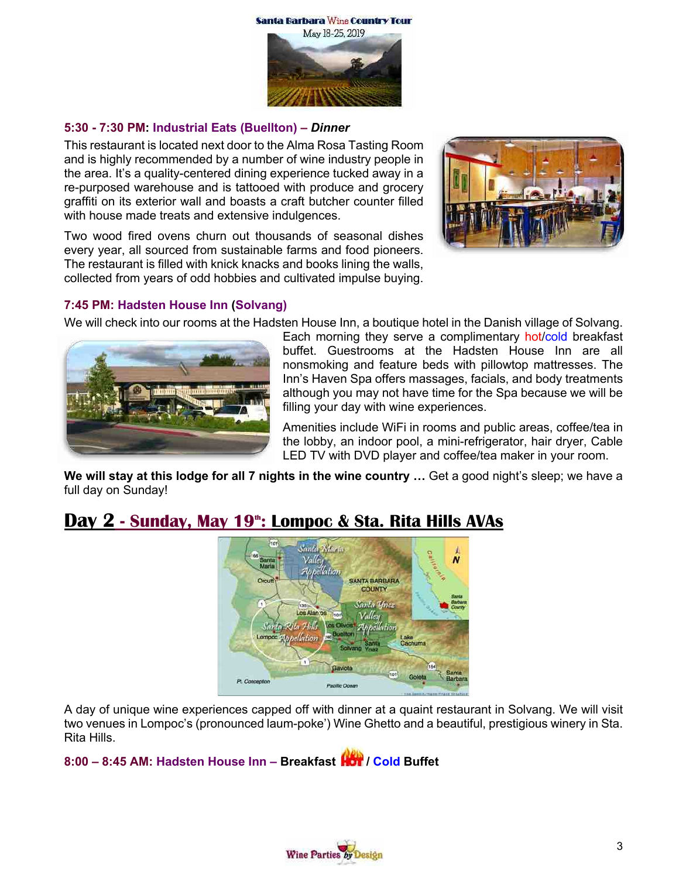**5:30 - 7:30 PM: Industrial Eats (Buellton) – *Dinner***

This restaurant is located next door to the Alma Rosa Tasting Room and is highly recommended by a number of wine industry people in the area. It's a quality-centered dining experience tucked away in a re-purposed warehouse and is tattooed with produce and grocery graffiti on its exterior wall and boasts a craft butcher counter filled with house made treats and extensive indulgences.

Two wood fired ovens churn out thousands of seasonal dishes every year, all sourced from sustainable farms and food pioneers. The restaurant is filled with knick knacks and books lining the walls, collected from years of odd hobbies and cultivated impulse buying.

**7:45 PM: Hadsten House Inn (Solvang)**

We will check into our rooms at the Hadsten House Inn, a boutique hotel in the Danish village of Solvang. Each morning they serve a complimentary hot/cold breakfast buffet. Guestrooms at the Hadsten House Inn are all nonsmoking and feature beds with pillowtop mattresses. The Inn's Haven Spa offers massages, facials, and body treatments although you may not have time for the Spa because we will be filling your day with wine experiences.

Amenities include WiFi in rooms and public areas, coffee/tea in the lobby, an indoor pool, a mini-refrigerator, hair dryer, Cable LED TV with DVD player and coffee/tea maker in your room.

**We will stay at this lodge for all 7 nights in the wine country …** Get a good night's sleep; we have a full day on Sunday!

## Day 2 - Sunday, May 19th: Lompoc & Sta. Rita Hills AVAs

A day of unique wine experiences capped off with dinner at a quaint restaurant in Solvang. We will visit two venues in Lompoc's (pronounced laum-poke') Wine Ghetto and a beautiful, prestigious winery in Sta. Rita Hills.

**8:00 – 8:45 AM: Hadsten House Inn – Breakfast Hot / Cold Buffet**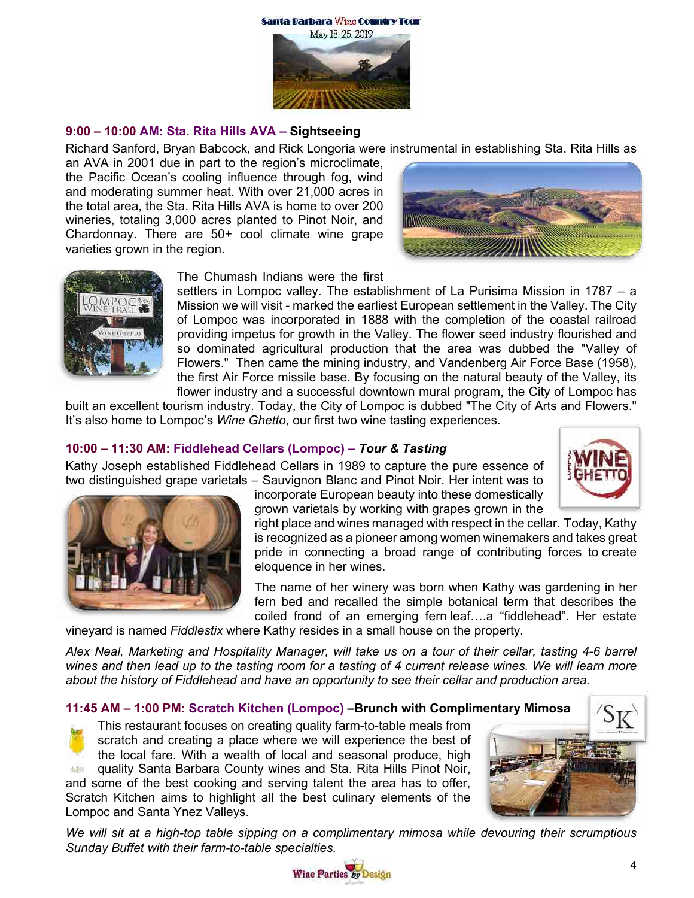### 9:00 – 10:00 AM: Sta. Rita Hills AVA – **Sightseeing**

Richard Sanford, Bryan Babcock, and Rick Longoria were instrumental in establishing Sta. Rita Hills as an AVA in 2001 due in part to the region's microclimate, the Pacific Ocean's cooling influence through fog, wind and moderating summer heat. With over 21,000 acres in the total area, the Sta. Rita Hills AVA is home to over 200 wineries, totaling 3,000 acres planted to Pinot Noir, and Chardonnay. There are 50+ cool climate wine grape varieties grown in the region.

The Chumash Indians were the first settlers in Lompoc valley. The establishment of La Purisima Mission in 1787 – a Mission we will visit - marked the earliest European settlement in the Valley. The City of Lompoc was incorporated in 1888 with the completion of the coastal railroad providing impetus for growth in the Valley. The flower seed industry flourished and so dominated agricultural production that the area was dubbed the "Valley of Flowers." Then came the mining industry, and Vandenberg Air Force Base (1958), the first Air Force missile base. By focusing on the natural beauty of the Valley, its flower industry and a successful downtown mural program, the City of Lompoc has built an excellent tourism industry. Today, the City of Lompoc is dubbed "The City of Arts and Flowers." It's also home to Lompoc's *Wine Ghetto,* our first two wine tasting experiences.

### 10:00 – 11:30 AM: Fiddlehead Cellars (Lompoc) – ***Tour & Tasting***

Kathy Joseph established Fiddlehead Cellars in 1989 to capture the pure essence of two distinguished grape varietals – Sauvignon Blanc and Pinot Noir. Her intent was to incorporate European beauty into these domestically grown varietals by working with grapes grown in the right place and wines managed with respect in the cellar. Today, Kathy is recognized as a pioneer among women winemakers and takes great pride in connecting a broad range of contributing forces to create eloquence in her wines.

The name of her winery was born when Kathy was gardening in her fern bed and recalled the simple botanical term that describes the coiled frond of an emerging fern leaf….a "fiddlehead". Her estate vineyard is named *Fiddlestix* where Kathy resides in a small house on the property.

*Alex Neal, Marketing and Hospitality Manager, will take us on a tour of their cellar, tasting 4-6 barrel wines and then lead up to the tasting room for a tasting of 4 current release wines. We will learn more about the history of Fiddlehead and have an opportunity to see their cellar and production area.*

### 11:45 AM – 1:00 PM: Scratch Kitchen (Lompoc) –**Brunch with Complimentary Mimosa**

This restaurant focuses on creating quality farm-to-table meals from scratch and creating a place where we will experience the best of the local fare. With a wealth of local and seasonal produce, high quality Santa Barbara County wines and Sta. Rita Hills Pinot Noir, and some of the best cooking and serving talent the area has to offer, Scratch Kitchen aims to highlight all the best culinary elements of the Lompoc and Santa Ynez Valleys.

*We will sit at a high-top table sipping on a complimentary mimosa while devouring their scrumptious Sunday Buffet with their farm-to-table specialties.*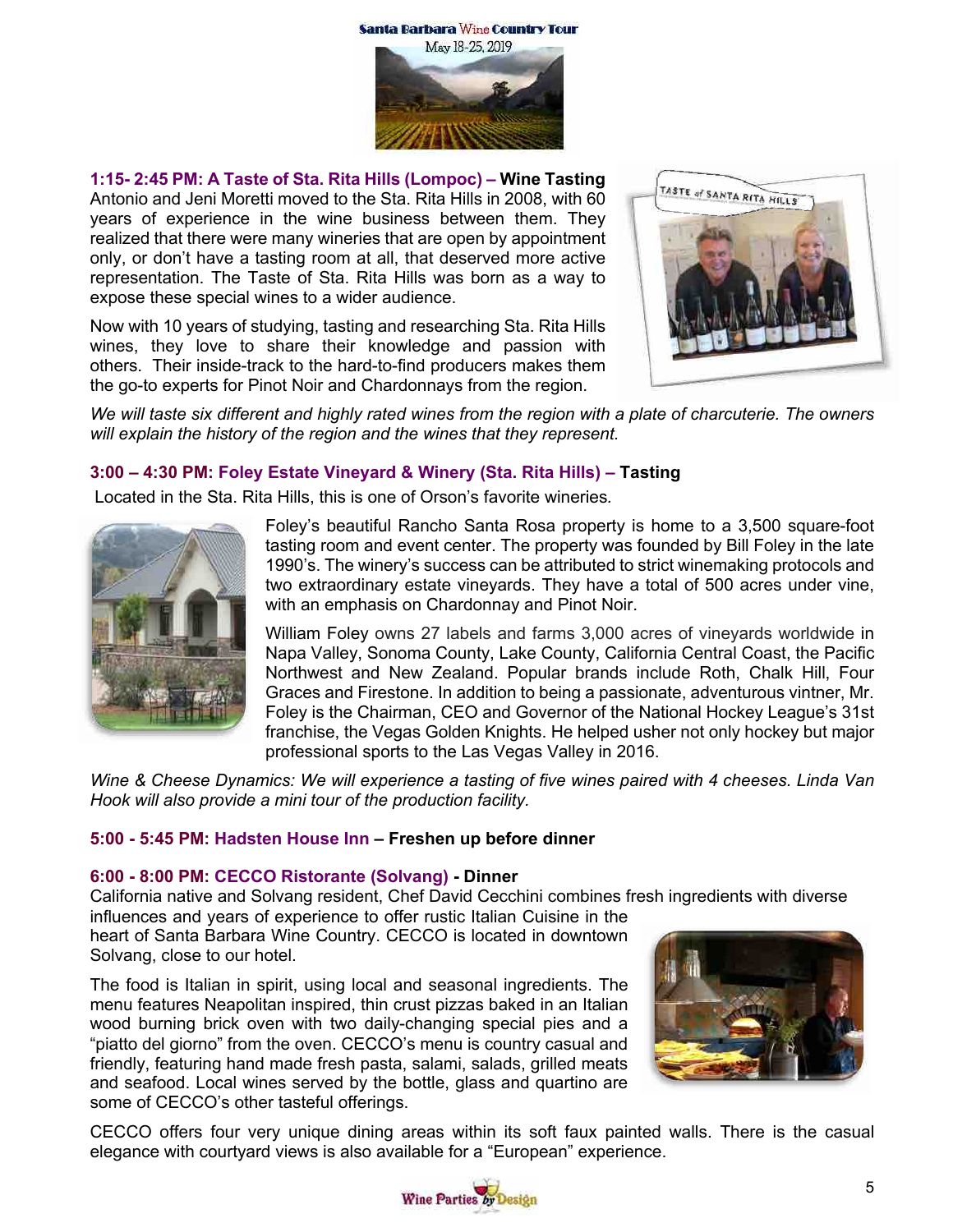**1:15- 2:45 PM: A Taste of Sta. Rita Hills (Lompoc) – Wine Tasting**

Antonio and Jeni Moretti moved to the Sta. Rita Hills in 2008, with 60 years of experience in the wine business between them. They realized that there were many wineries that are open by appointment only, or don't have a tasting room at all, that deserved more active representation. The Taste of Sta. Rita Hills was born as a way to expose these special wines to a wider audience.

Now with 10 years of studying, tasting and researching Sta. Rita Hills wines, they love to share their knowledge and passion with others. Their inside-track to the hard-to-find producers makes them the go-to experts for Pinot Noir and Chardonnays from the region.

*We will taste six different and highly rated wines from the region with a plate of charcuterie. The owners will explain the history of the region and the wines that they represent.*

**3:00 – 4:30 PM: Foley Estate Vineyard & Winery (Sta. Rita Hills) – Tasting**

Located in the Sta. Rita Hills, this is one of Orson's favorite wineries.

Foley's beautiful Rancho Santa Rosa property is home to a 3,500 square-foot tasting room and event center. The property was founded by Bill Foley in the late 1990's. The winery's success can be attributed to strict winemaking protocols and two extraordinary estate vineyards. They have a total of 500 acres under vine, with an emphasis on Chardonnay and Pinot Noir.

William Foley owns 27 labels and farms 3,000 acres of vineyards worldwide in Napa Valley, Sonoma County, Lake County, California Central Coast, the Pacific Northwest and New Zealand. Popular brands include Roth, Chalk Hill, Four Graces and Firestone. In addition to being a passionate, adventurous vintner, Mr. Foley is the Chairman, CEO and Governor of the National Hockey League's 31st franchise, the Vegas Golden Knights. He helped usher not only hockey but major professional sports to the Las Vegas Valley in 2016.

*Wine & Cheese Dynamics: We will experience a tasting of five wines paired with 4 cheeses. Linda Van Hook will also provide a mini tour of the production facility.*

**5:00 - 5:45 PM: Hadsten House Inn – Freshen up before dinner**

**6:00 - 8:00 PM: CECCO Ristorante (Solvang) - Dinner**

California native and Solvang resident, Chef David Cecchini combines fresh ingredients with diverse influences and years of experience to offer rustic Italian Cuisine in the heart of Santa Barbara Wine Country. CECCO is located in downtown Solvang, close to our hotel.

The food is Italian in spirit, using local and seasonal ingredients. The menu features Neapolitan inspired, thin crust pizzas baked in an Italian wood burning brick oven with two daily-changing special pies and a "piatto del giorno" from the oven. CECCO's menu is country casual and friendly, featuring hand made fresh pasta, salami, salads, grilled meats and seafood. Local wines served by the bottle, glass and quartino are some of CECCO's other tasteful offerings.

CECCO offers four very unique dining areas within its soft faux painted walls. There is the casual elegance with courtyard views is also available for a "European" experience.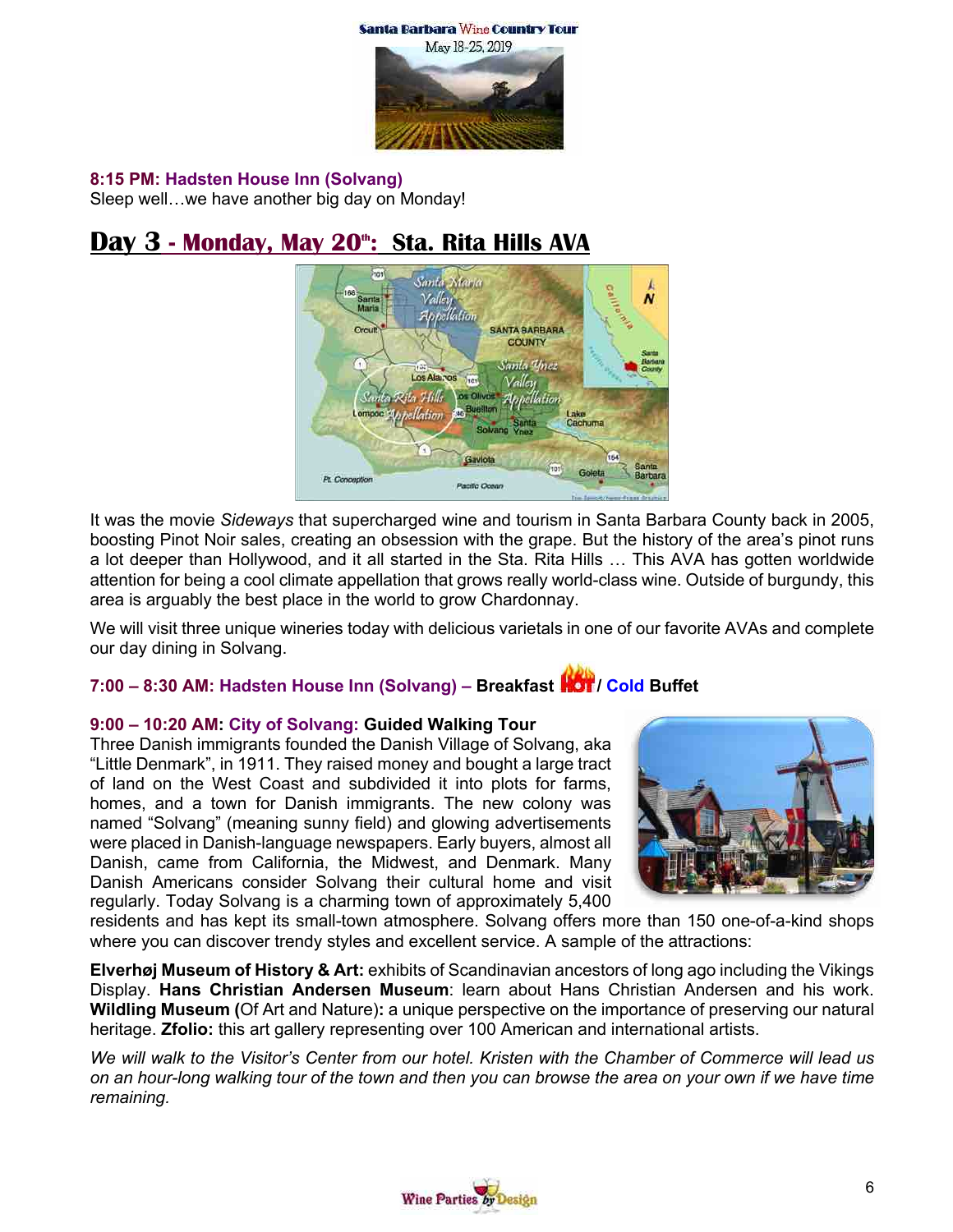**8:15 PM: Hadsten House Inn (Solvang)**
Sleep well…we have another big day on Monday!

## Day 3 - Monday, May 20th: Sta. Rita Hills AVA

It was the movie *Sideways* that supercharged wine and tourism in Santa Barbara County back in 2005, boosting Pinot Noir sales, creating an obsession with the grape. But the history of the area's pinot runs a lot deeper than Hollywood, and it all started in the Sta. Rita Hills … This AVA has gotten worldwide attention for being a cool climate appellation that grows really world-class wine. Outside of burgundy, this area is arguably the best place in the world to grow Chardonnay.

We will visit three unique wineries today with delicious varietals in one of our favorite AVAs and complete our day dining in Solvang.

**7:00 – 8:30 AM: Hadsten House Inn (Solvang) – Breakfast HOT / Cold Buffet**

**9:00 – 10:20 AM: City of Solvang: Guided Walking Tour**
Three Danish immigrants founded the Danish Village of Solvang, aka "Little Denmark", in 1911. They raised money and bought a large tract of land on the West Coast and subdivided it into plots for farms, homes, and a town for Danish immigrants. The new colony was named "Solvang" (meaning sunny field) and glowing advertisements were placed in Danish-language newspapers. Early buyers, almost all Danish, came from California, the Midwest, and Denmark. Many Danish Americans consider Solvang their cultural home and visit regularly. Today Solvang is a charming town of approximately 5,400 residents and has kept its small-town atmosphere. Solvang offers more than 150 one-of-a-kind shops where you can discover trendy styles and excellent service. A sample of the attractions:

**Elverhøj Museum of History & Art:** exhibits of Scandinavian ancestors of long ago including the Vikings Display. **Hans Christian Andersen Museum**: learn about Hans Christian Andersen and his work. **Wildling Museum (**Of Art and Nature)**:** a unique perspective on the importance of preserving our natural heritage. **Zfolio:** this art gallery representing over 100 American and international artists.

*We will walk to the Visitor's Center from our hotel. Kristen with the Chamber of Commerce will lead us on an hour-long walking tour of the town and then you can browse the area on your own if we have time remaining.*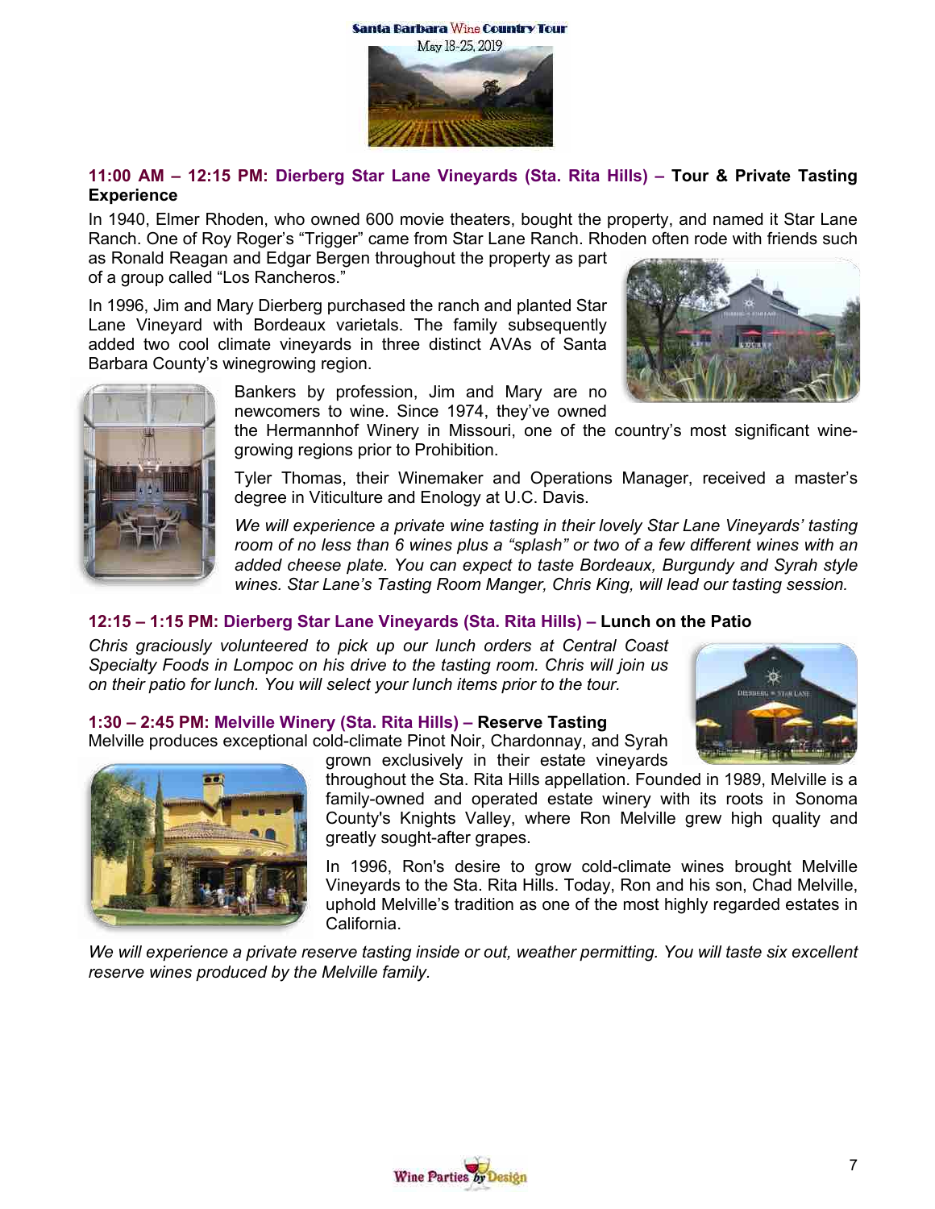**11:00 AM – 12:15 PM: Dierberg Star Lane Vineyards (Sta. Rita Hills) – Tour & Private Tasting Experience**

In 1940, Elmer Rhoden, who owned 600 movie theaters, bought the property, and named it Star Lane Ranch. One of Roy Roger's "Trigger" came from Star Lane Ranch. Rhoden often rode with friends such as Ronald Reagan and Edgar Bergen throughout the property as part of a group called "Los Rancheros."

In 1996, Jim and Mary Dierberg purchased the ranch and planted Star Lane Vineyard with Bordeaux varietals. The family subsequently added two cool climate vineyards in three distinct AVAs of Santa Barbara County's winegrowing region.

Bankers by profession, Jim and Mary are no newcomers to wine. Since 1974, they've owned the Hermannhof Winery in Missouri, one of the country's most significant wine-growing regions prior to Prohibition.

Tyler Thomas, their Winemaker and Operations Manager, received a master's degree in Viticulture and Enology at U.C. Davis.

*We will experience a private wine tasting in their lovely Star Lane Vineyards' tasting room of no less than 6 wines plus a "splash" or two of a few different wines with an added cheese plate. You can expect to taste Bordeaux, Burgundy and Syrah style wines. Star Lane's Tasting Room Manger, Chris King, will lead our tasting session.*

**12:15 – 1:15 PM: Dierberg Star Lane Vineyards (Sta. Rita Hills) – Lunch on the Patio**

*Chris graciously volunteered to pick up our lunch orders at Central Coast Specialty Foods in Lompoc on his drive to the tasting room. Chris will join us on their patio for lunch. You will select your lunch items prior to the tour.*

**1:30 – 2:45 PM: Melville Winery (Sta. Rita Hills) – Reserve Tasting**

Melville produces exceptional cold-climate Pinot Noir, Chardonnay, and Syrah grown exclusively in their estate vineyards throughout the Sta. Rita Hills appellation. Founded in 1989, Melville is a family-owned and operated estate winery with its roots in Sonoma County's Knights Valley, where Ron Melville grew high quality and greatly sought-after grapes.

In 1996, Ron's desire to grow cold-climate wines brought Melville Vineyards to the Sta. Rita Hills. Today, Ron and his son, Chad Melville, uphold Melville's tradition as one of the most highly regarded estates in California.

*We will experience a private reserve tasting inside or out, weather permitting. You will taste six excellent reserve wines produced by the Melville family.*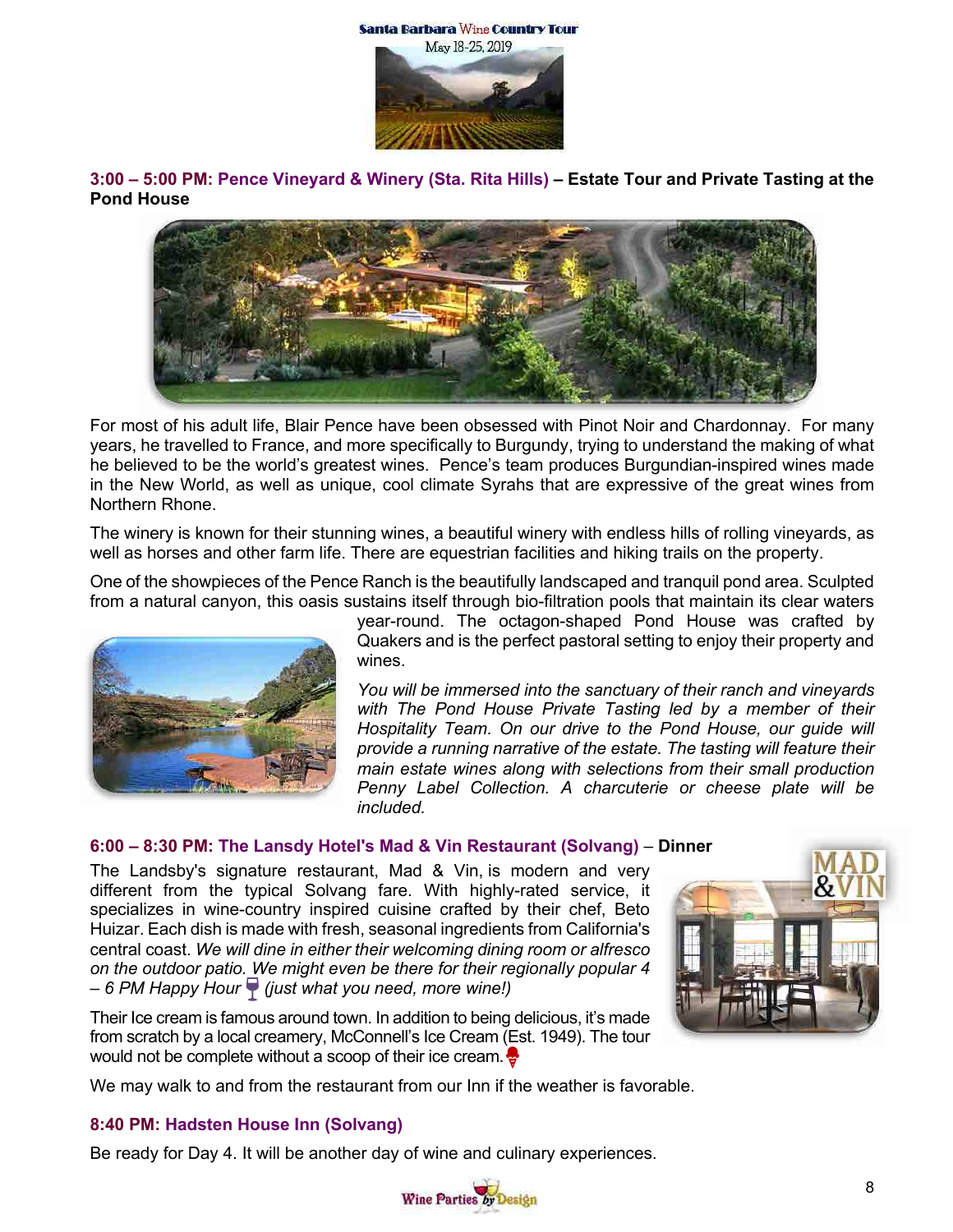**3:00 – 5:00 PM: Pence Vineyard & Winery (Sta. Rita Hills) – Estate Tour and Private Tasting at the Pond House**

For most of his adult life, Blair Pence have been obsessed with Pinot Noir and Chardonnay. For many years, he travelled to France, and more specifically to Burgundy, trying to understand the making of what he believed to be the world's greatest wines. Pence's team produces Burgundian-inspired wines made in the New World, as well as unique, cool climate Syrahs that are expressive of the great wines from Northern Rhone.

The winery is known for their stunning wines, a beautiful winery with endless hills of rolling vineyards, as well as horses and other farm life. There are equestrian facilities and hiking trails on the property.

One of the showpieces of the Pence Ranch is the beautifully landscaped and tranquil pond area. Sculpted from a natural canyon, this oasis sustains itself through bio-filtration pools that maintain its clear waters year-round. The octagon-shaped Pond House was crafted by Quakers and is the perfect pastoral setting to enjoy their property and wines.

*You will be immersed into the sanctuary of their ranch and vineyards with The Pond House Private Tasting led by a member of their Hospitality Team. On our drive to the Pond House, our guide will provide a running narrative of the estate. The tasting will feature their main estate wines along with selections from their small production Penny Label Collection. A charcuterie or cheese plate will be included.*

**6:00 – 8:30 PM: The Lansdy Hotel's Mad & Vin Restaurant (Solvang) – Dinner**

The Landsby's signature restaurant, Mad & Vin, is modern and very different from the typical Solvang fare. With highly-rated service, it specializes in wine-country inspired cuisine crafted by their chef, Beto Huizar. Each dish is made with fresh, seasonal ingredients from California's central coast. *We will dine in either their welcoming dining room or alfresco on the outdoor patio. We might even be there for their regionally popular 4 – 6 PM Happy Hour (just what you need, more wine!)*

Their Ice cream is famous around town. In addition to being delicious, it's made from scratch by a local creamery, McConnell's Ice Cream (Est. 1949). The tour would not be complete without a scoop of their ice cream.

We may walk to and from the restaurant from our Inn if the weather is favorable.

**8:40 PM: Hadsten House Inn (Solvang)**

Be ready for Day 4. It will be another day of wine and culinary experiences.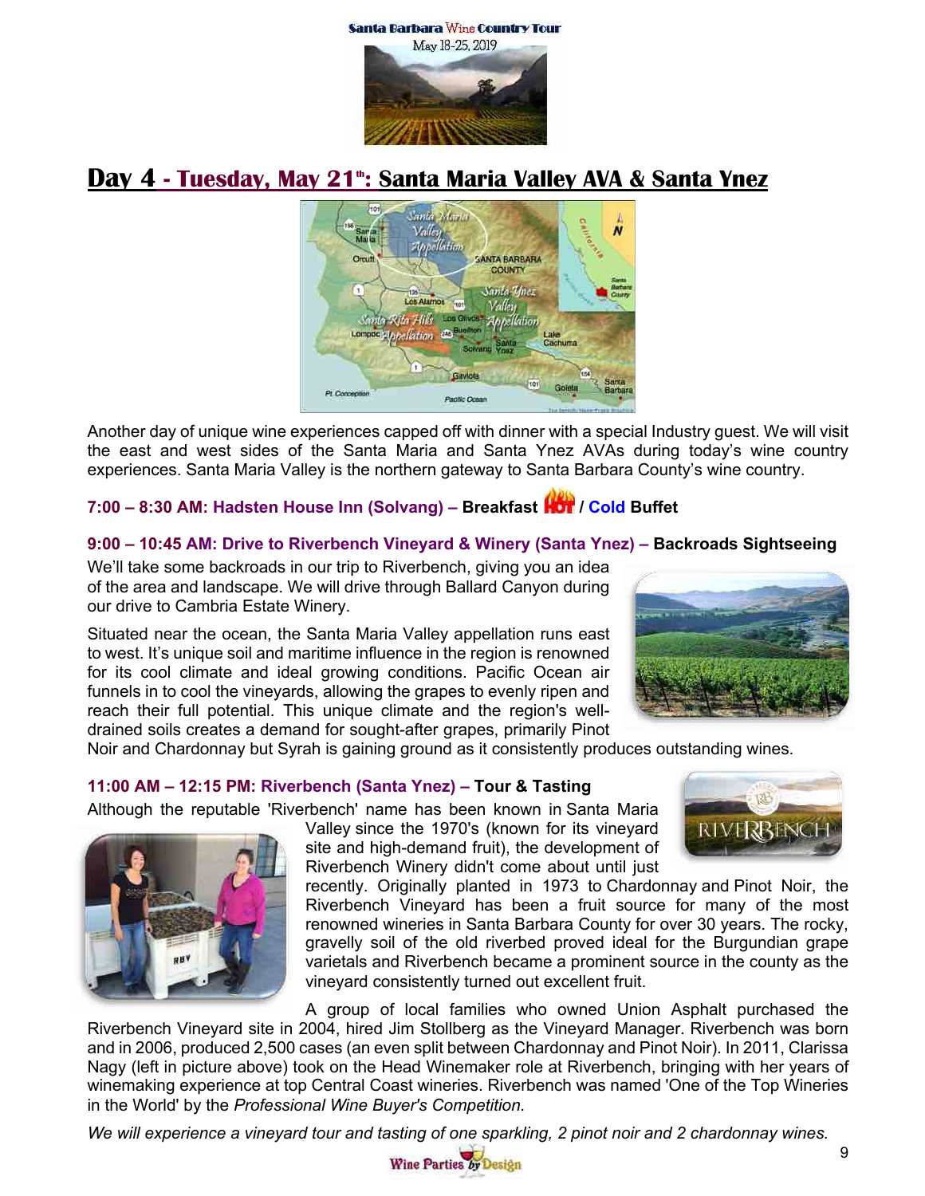## Day 4 - Tuesday, May 21st: Santa Maria Valley AVA & Santa Ynez

Another day of unique wine experiences capped off with dinner with a special Industry guest. We will visit the east and west sides of the Santa Maria and Santa Ynez AVAs during today's wine country experiences. Santa Maria Valley is the northern gateway to Santa Barbara County's wine country.

**7:00 – 8:30 AM: Hadsten House Inn (Solvang) – Breakfast HOT / Cold Buffet**

**9:00 – 10:45 AM: Drive to Riverbench Vineyard & Winery (Santa Ynez) – Backroads Sightseeing**

We'll take some backroads in our trip to Riverbench, giving you an idea of the area and landscape. We will drive through Ballard Canyon during our drive to Cambria Estate Winery.

Situated near the ocean, the Santa Maria Valley appellation runs east to west. It's unique soil and maritime influence in the region is renowned for its cool climate and ideal growing conditions. Pacific Ocean air funnels in to cool the vineyards, allowing the grapes to evenly ripen and reach their full potential. This unique climate and the region's well-drained soils creates a demand for sought-after grapes, primarily Pinot Noir and Chardonnay but Syrah is gaining ground as it consistently produces outstanding wines.

**11:00 AM – 12:15 PM: Riverbench (Santa Ynez) – Tour & Tasting**

Although the reputable 'Riverbench' name has been known in Santa Maria Valley since the 1970's (known for its vineyard site and high-demand fruit), the development of Riverbench Winery didn't come about until just recently. Originally planted in 1973 to Chardonnay and Pinot Noir, the Riverbench Vineyard has been a fruit source for many of the most renowned wineries in Santa Barbara County for over 30 years. The rocky, gravelly soil of the old riverbed proved ideal for the Burgundian grape varietals and Riverbench became a prominent source in the county as the vineyard consistently turned out excellent fruit.

A group of local families who owned Union Asphalt purchased the Riverbench Vineyard site in 2004, hired Jim Stollberg as the Vineyard Manager. Riverbench was born and in 2006, produced 2,500 cases (an even split between Chardonnay and Pinot Noir). In 2011, Clarissa Nagy (left in picture above) took on the Head Winemaker role at Riverbench, bringing with her years of winemaking experience at top Central Coast wineries. Riverbench was named 'One of the Top Wineries in the World' by the *Professional Wine Buyer's Competition*.

*We will experience a vineyard tour and tasting of one sparkling, 2 pinot noir and 2 chardonnay wines.*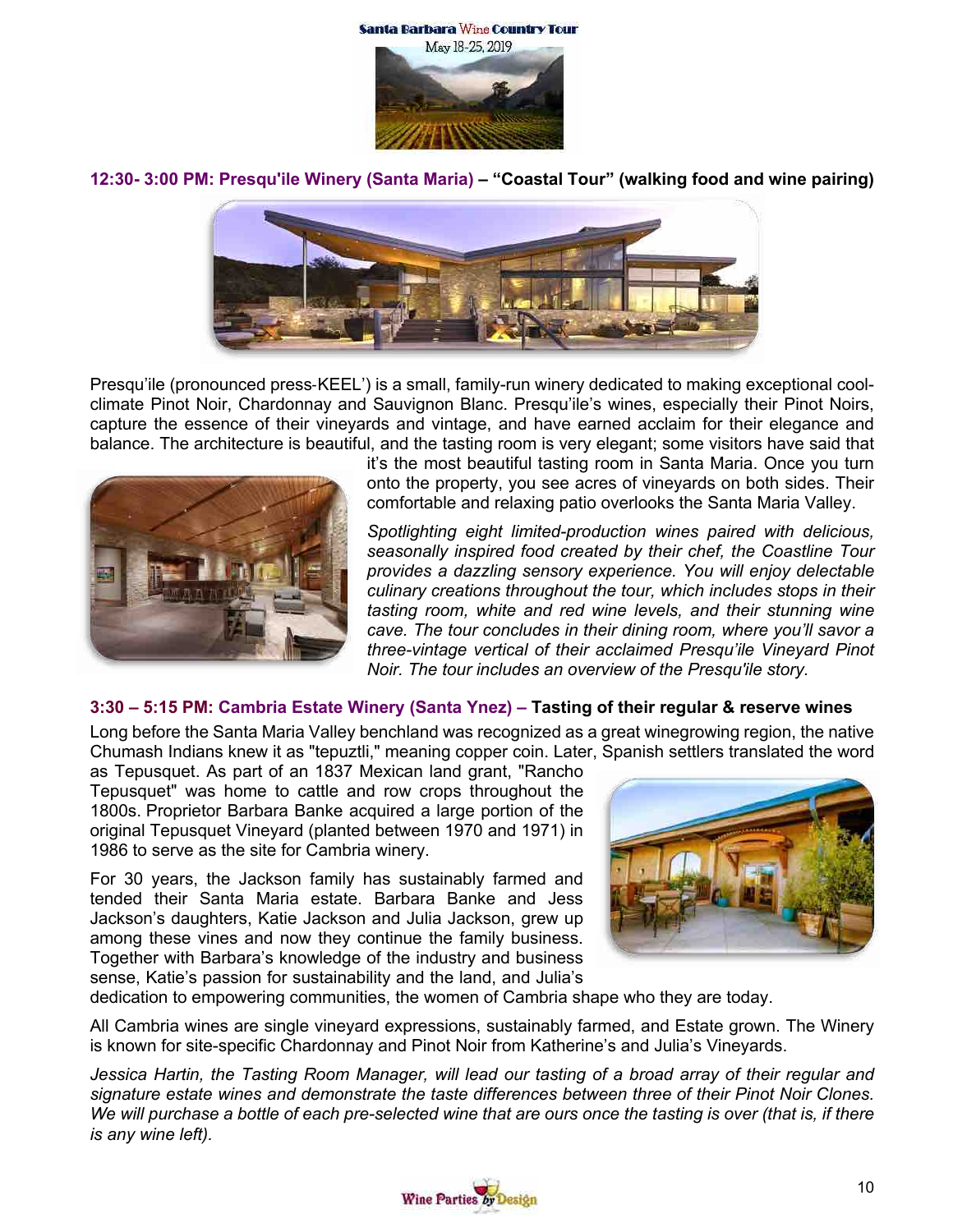**12:30- 3:00 PM: Presqu'ile Winery (Santa Maria) – "Coastal Tour" (walking food and wine pairing)**

Presqu'ile (pronounced press-KEEL') is a small, family-run winery dedicated to making exceptional cool-climate Pinot Noir, Chardonnay and Sauvignon Blanc. Presqu'ile's wines, especially their Pinot Noirs, capture the essence of their vineyards and vintage, and have earned acclaim for their elegance and balance. The architecture is beautiful, and the tasting room is very elegant; some visitors have said that it's the most beautiful tasting room in Santa Maria. Once you turn onto the property, you see acres of vineyards on both sides. Their comfortable and relaxing patio overlooks the Santa Maria Valley.

*Spotlighting eight limited-production wines paired with delicious, seasonally inspired food created by their chef, the Coastline Tour provides a dazzling sensory experience. You will enjoy delectable culinary creations throughout the tour, which includes stops in their tasting room, white and red wine levels, and their stunning wine cave. The tour concludes in their dining room, where you'll savor a three-vintage vertical of their acclaimed Presqu'ile Vineyard Pinot Noir. The tour includes an overview of the Presqu'ile story.*

**3:30 – 5:15 PM: Cambria Estate Winery (Santa Ynez) – Tasting of their regular & reserve wines**

Long before the Santa Maria Valley benchland was recognized as a great winegrowing region, the native Chumash Indians knew it as "tepuztli," meaning copper coin. Later, Spanish settlers translated the word as Tepusquet. As part of an 1837 Mexican land grant, "Rancho Tepusquet" was home to cattle and row crops throughout the 1800s. Proprietor Barbara Banke acquired a large portion of the original Tepusquet Vineyard (planted between 1970 and 1971) in 1986 to serve as the site for Cambria winery.

For 30 years, the Jackson family has sustainably farmed and tended their Santa Maria estate. Barbara Banke and Jess Jackson's daughters, Katie Jackson and Julia Jackson, grew up among these vines and now they continue the family business. Together with Barbara's knowledge of the industry and business sense, Katie's passion for sustainability and the land, and Julia's dedication to empowering communities, the women of Cambria shape who they are today.

All Cambria wines are single vineyard expressions, sustainably farmed, and Estate grown. The Winery is known for site-specific Chardonnay and Pinot Noir from Katherine's and Julia's Vineyards.

*Jessica Hartin, the Tasting Room Manager, will lead our tasting of a broad array of their regular and signature estate wines and demonstrate the taste differences between three of their Pinot Noir Clones. We will purchase a bottle of each pre-selected wine that are ours once the tasting is over (that is, if there is any wine left).*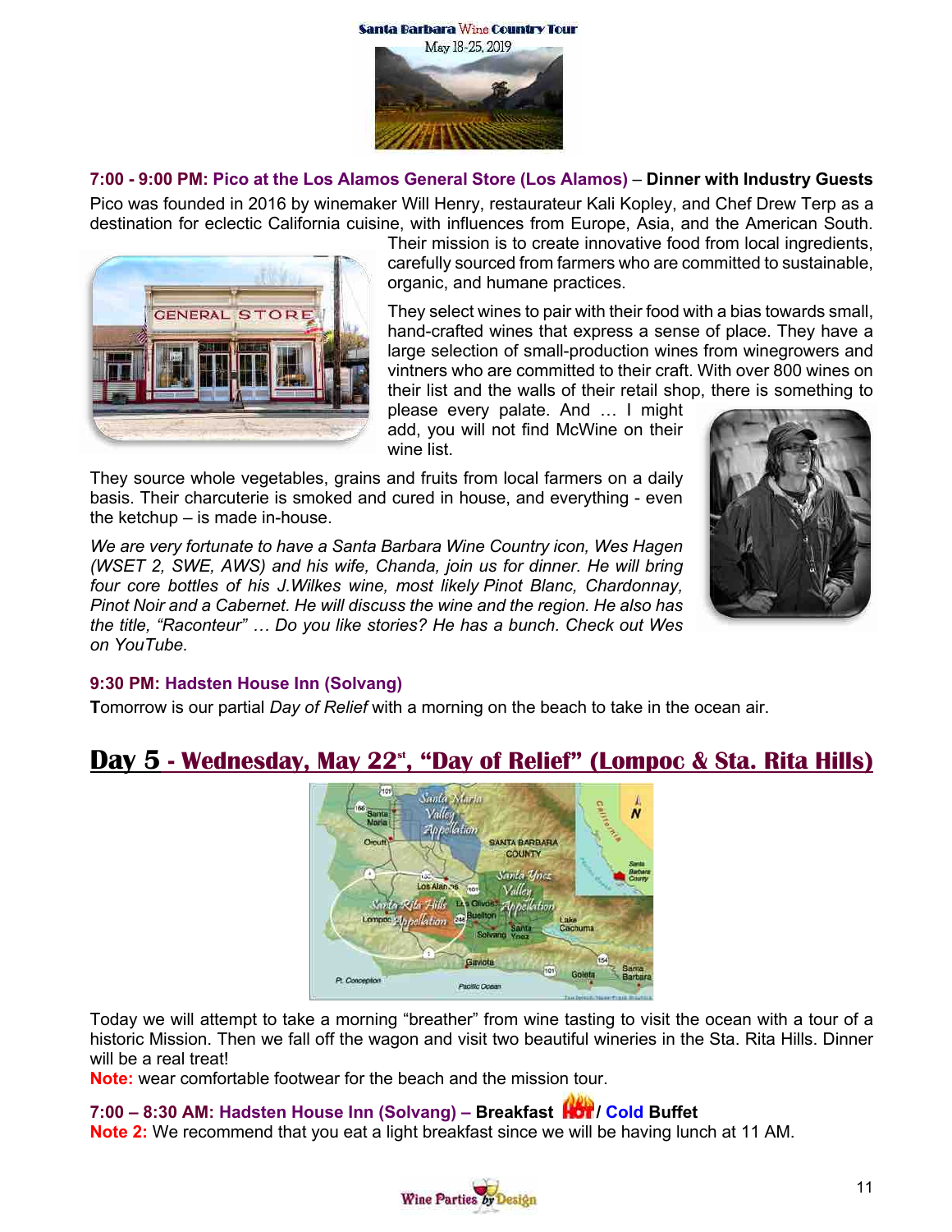**7:00 - 9:00 PM: Pico at the Los Alamos General Store (Los Alamos)** – **Dinner with Industry Guests**

Pico was founded in 2016 by winemaker Will Henry, restaurateur Kali Kopley, and Chef Drew Terp as a destination for eclectic California cuisine, with influences from Europe, Asia, and the American South. Their mission is to create innovative food from local ingredients, carefully sourced from farmers who are committed to sustainable, organic, and humane practices.

They select wines to pair with their food with a bias towards small, hand-crafted wines that express a sense of place. They have a large selection of small-production wines from winegrowers and vintners who are committed to their craft. With over 800 wines on their list and the walls of their retail shop, there is something to please every palate. And … I might add, you will not find McWine on their wine list.

They source whole vegetables, grains and fruits from local farmers on a daily basis. Their charcuterie is smoked and cured in house, and everything - even the ketchup – is made in-house.

*We are very fortunate to have a Santa Barbara Wine Country icon, Wes Hagen (WSET 2, SWE, AWS) and his wife, Chanda, join us for dinner. He will bring four core bottles of his J.Wilkes wine, most likely Pinot Blanc, Chardonnay, Pinot Noir and a Cabernet. He will discuss the wine and the region. He also has the title, "Raconteur" … Do you like stories? He has a bunch. Check out Wes on YouTube.*

**9:30 PM: Hadsten House Inn (Solvang)**

**T**omorrow is our partial *Day of Relief* with a morning on the beach to take in the ocean air.

## Day 5 - Wednesday, May 22nd, "Day of Relief" (Lompoc & Sta. Rita Hills)

Today we will attempt to take a morning "breather" from wine tasting to visit the ocean with a tour of a historic Mission. Then we fall off the wagon and visit two beautiful wineries in the Sta. Rita Hills. Dinner will be a real treat!

**Note:** wear comfortable footwear for the beach and the mission tour.

**7:00 – 8:30 AM: Hadsten House Inn (Solvang) – Breakfast HOT / Cold Buffet**

**Note 2:** We recommend that you eat a light breakfast since we will be having lunch at 11 AM.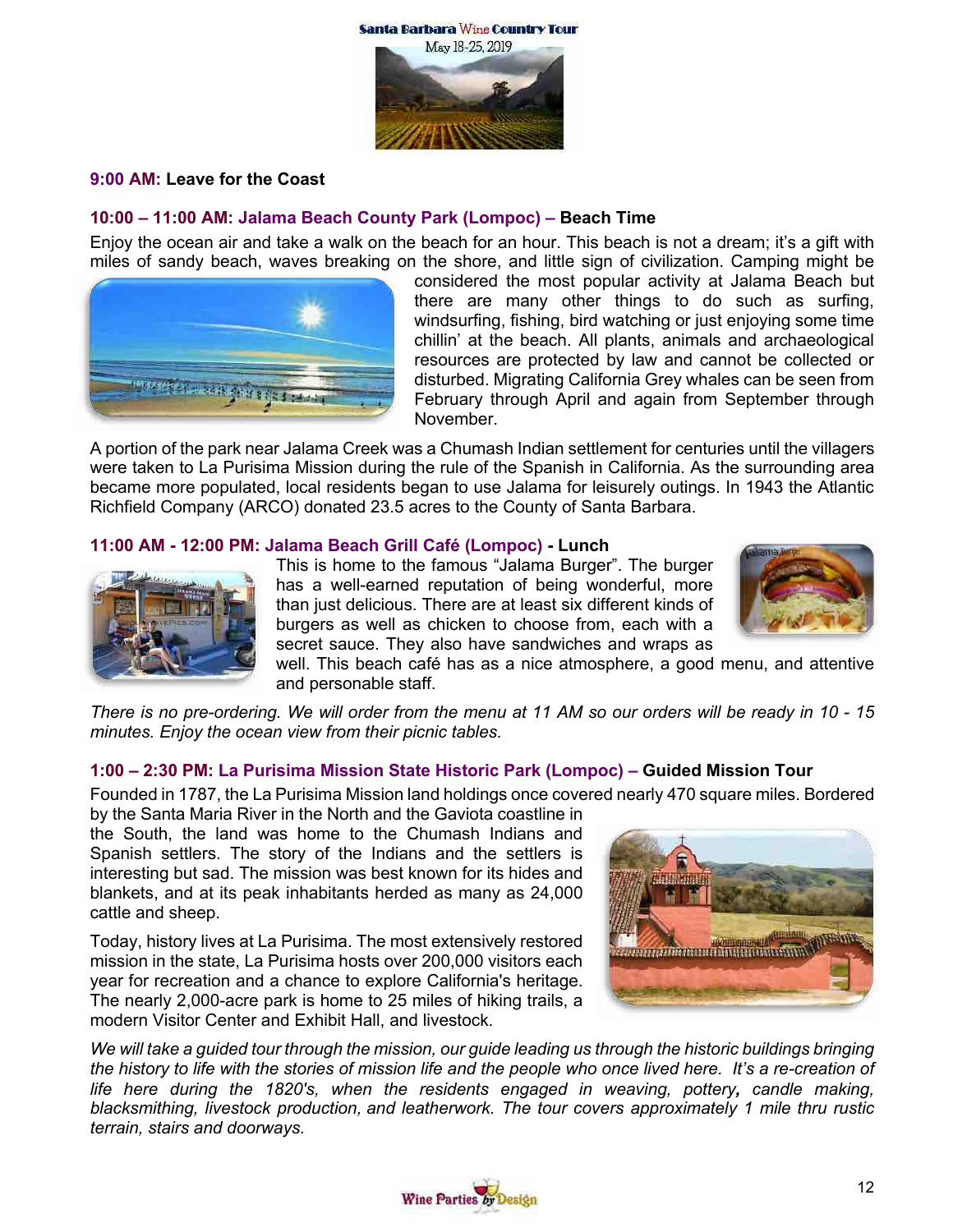**9:00 AM: Leave for the Coast**

### 10:00 – 11:00 AM: Jalama Beach County Park (Lompoc) – Beach Time

Enjoy the ocean air and take a walk on the beach for an hour. This beach is not a dream; it's a gift with miles of sandy beach, waves breaking on the shore, and little sign of civilization. Camping might be considered the most popular activity at Jalama Beach but there are many other things to do such as surfing, windsurfing, fishing, bird watching or just enjoying some time chillin' at the beach. All plants, animals and archaeological resources are protected by law and cannot be collected or disturbed. Migrating California Grey whales can be seen from February through April and again from September through November.

A portion of the park near Jalama Creek was a Chumash Indian settlement for centuries until the villagers were taken to La Purisima Mission during the rule of the Spanish in California. As the surrounding area became more populated, local residents began to use Jalama for leisurely outings. In 1943 the Atlantic Richfield Company (ARCO) donated 23.5 acres to the County of Santa Barbara.

### 11:00 AM - 12:00 PM: Jalama Beach Grill Café (Lompoc) - Lunch

This is home to the famous "Jalama Burger". The burger has a well-earned reputation of being wonderful, more than just delicious. There are at least six different kinds of burgers as well as chicken to choose from, each with a secret sauce. They also have sandwiches and wraps as well. This beach café has as a nice atmosphere, a good menu, and attentive and personable staff.

*There is no pre-ordering. We will order from the menu at 11 AM so our orders will be ready in 10 - 15 minutes. Enjoy the ocean view from their picnic tables.*

### 1:00 – 2:30 PM: La Purisima Mission State Historic Park (Lompoc) – Guided Mission Tour

Founded in 1787, the La Purisima Mission land holdings once covered nearly 470 square miles. Bordered by the Santa Maria River in the North and the Gaviota coastline in the South, the land was home to the Chumash Indians and Spanish settlers. The story of the Indians and the settlers is interesting but sad. The mission was best known for its hides and blankets, and at its peak inhabitants herded as many as 24,000 cattle and sheep.

Today, history lives at La Purisima. The most extensively restored mission in the state, La Purisima hosts over 200,000 visitors each year for recreation and a chance to explore California's heritage. The nearly 2,000-acre park is home to 25 miles of hiking trails, a modern Visitor Center and Exhibit Hall, and livestock.

*We will take a guided tour through the mission, our guide leading us through the historic buildings bringing the history to life with the stories of mission life and the people who once lived here. It's a re-creation of life here during the 1820's, when the residents engaged in weaving, pottery, candle making, blacksmithing, livestock production, and leatherwork. The tour covers approximately 1 mile thru rustic terrain, stairs and doorways.*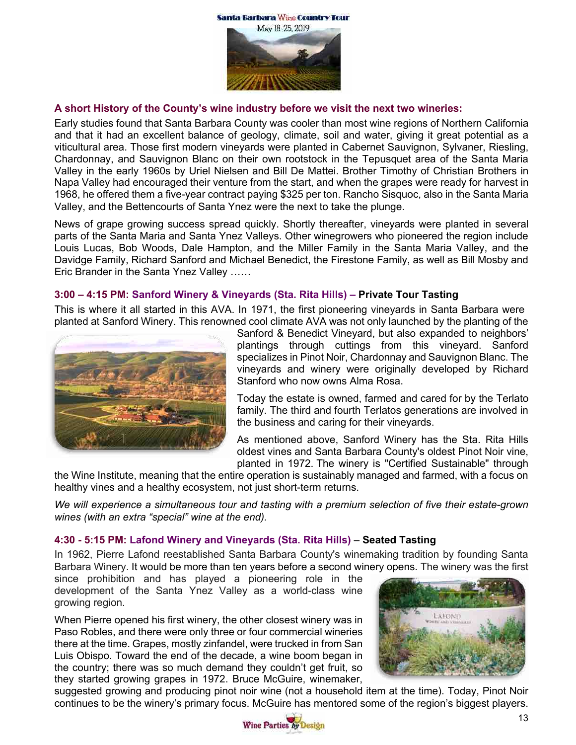## A short History of the County's wine industry before we visit the next two wineries:

Early studies found that Santa Barbara County was cooler than most wine regions of Northern California and that it had an excellent balance of geology, climate, soil and water, giving it great potential as a viticultural area. Those first modern vineyards were planted in Cabernet Sauvignon, Sylvaner, Riesling, Chardonnay, and Sauvignon Blanc on their own rootstock in the Tepusquet area of the Santa Maria Valley in the early 1960s by Uriel Nielsen and Bill De Mattei. Brother Timothy of Christian Brothers in Napa Valley had encouraged their venture from the start, and when the grapes were ready for harvest in 1968, he offered them a five-year contract paying $325 per ton. Rancho Sisquoc, also in the Santa Maria Valley, and the Bettencourts of Santa Ynez were the next to take the plunge.

News of grape growing success spread quickly. Shortly thereafter, vineyards were planted in several parts of the Santa Maria and Santa Ynez Valleys. Other winegrowers who pioneered the region include Louis Lucas, Bob Woods, Dale Hampton, and the Miller Family in the Santa Maria Valley, and the Davidge Family, Richard Sanford and Michael Benedict, the Firestone Family, as well as Bill Mosby and Eric Brander in the Santa Ynez Valley ……

### 3:00 – 4:15 PM: Sanford Winery & Vineyards (Sta. Rita Hills) – **Private Tour Tasting**

This is where it all started in this AVA. In 1971, the first pioneering vineyards in Santa Barbara were planted at Sanford Winery. This renowned cool climate AVA was not only launched by the planting of the Sanford & Benedict Vineyard, but also expanded to neighbors' plantings through cuttings from this vineyard. Sanford specializes in Pinot Noir, Chardonnay and Sauvignon Blanc. The vineyards and winery were originally developed by Richard Stanford who now owns Alma Rosa.

Today the estate is owned, farmed and cared for by the Terlato family. The third and fourth Terlatos generations are involved in the business and caring for their vineyards.

As mentioned above, Sanford Winery has the Sta. Rita Hills oldest vines and Santa Barbara County's oldest Pinot Noir vine, planted in 1972. The winery is "Certified Sustainable" through the Wine Institute, meaning that the entire operation is sustainably managed and farmed, with a focus on healthy vines and a healthy ecosystem, not just short-term returns.

*We will experience a simultaneous tour and tasting with a premium selection of five their estate-grown wines (with an extra "special" wine at the end).*

### 4:30 - 5:15 PM: Lafond Winery and Vineyards (Sta. Rita Hills) – **Seated Tasting**

In 1962, Pierre Lafond reestablished Santa Barbara County's winemaking tradition by founding Santa Barbara Winery. It would be more than ten years before a second winery opens. The winery was the first since prohibition and has played a pioneering role in the development of the Santa Ynez Valley as a world-class wine growing region.

When Pierre opened his first winery, the other closest winery was in Paso Robles, and there were only three or four commercial wineries there at the time. Grapes, mostly zinfandel, were trucked in from San Luis Obispo. Toward the end of the decade, a wine boom began in the country; there was so much demand they couldn't get fruit, so they started growing grapes in 1972. Bruce McGuire, winemaker, suggested growing and producing pinot noir wine (not a household item at the time). Today, Pinot Noir continues to be the winery's primary focus. McGuire has mentored some of the region's biggest players.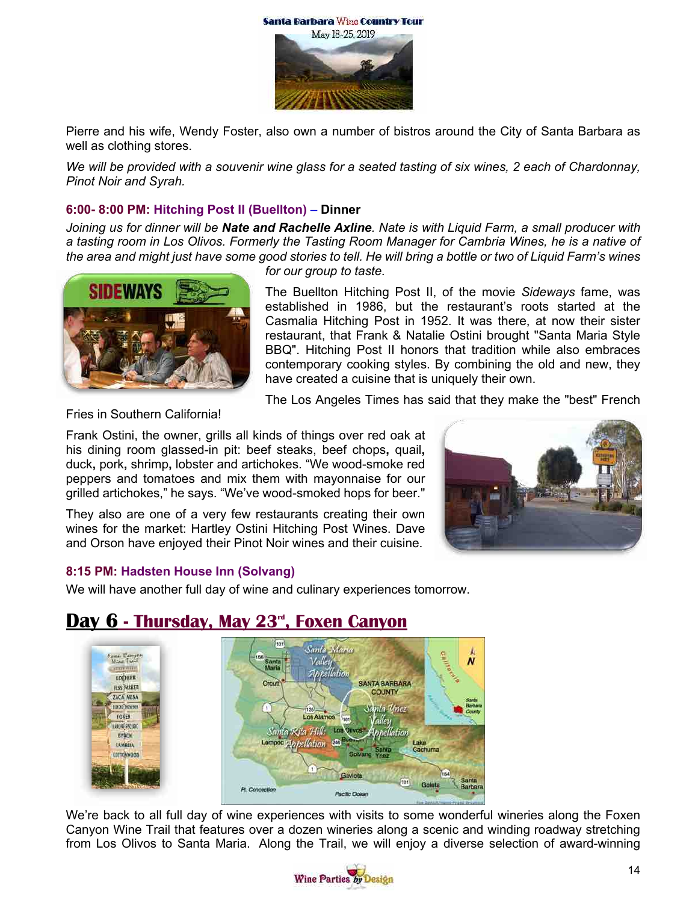Pierre and his wife, Wendy Foster, also own a number of bistros around the City of Santa Barbara as well as clothing stores.

*We will be provided with a souvenir wine glass for a seated tasting of six wines, 2 each of Chardonnay, Pinot Noir and Syrah.*

### 6:00- 8:00 PM: Hitching Post II (Buellton) – Dinner

*Joining us for dinner will be **Nate and Rachelle Axline**. Nate is with Liquid Farm, a small producer with a tasting room in Los Olivos. Formerly the Tasting Room Manager for Cambria Wines, he is a native of the area and might just have some good stories to tell. He will bring a bottle or two of Liquid Farm's wines for our group to taste.*

The Buellton Hitching Post II, of the movie *Sideways* fame, was established in 1986, but the restaurant's roots started at the Casmalia Hitching Post in 1952. It was there, at now their sister restaurant, that Frank & Natalie Ostini brought "Santa Maria Style BBQ". Hitching Post II honors that tradition while also embraces contemporary cooking styles. By combining the old and new, they have created a cuisine that is uniquely their own.

The Los Angeles Times has said that they make the "best" French Fries in Southern California!

Frank Ostini, the owner, grills all kinds of things over red oak at his dining room glassed-in pit: beef steaks, beef chops, quail, duck, pork, shrimp, lobster and artichokes. "We wood-smoke red peppers and tomatoes and mix them with mayonnaise for our grilled artichokes," he says. "We've wood-smoked hops for beer."

They also are one of a very few restaurants creating their own wines for the market: Hartley Ostini Hitching Post Wines. Dave and Orson have enjoyed their Pinot Noir wines and their cuisine.

### 8:15 PM: Hadsten House Inn (Solvang)

We will have another full day of wine and culinary experiences tomorrow.

## Day 6 - Thursday, May 23rd, Foxen Canyon

We're back to all full day of wine experiences with visits to some wonderful wineries along the Foxen Canyon Wine Trail that features over a dozen wineries along a scenic and winding roadway stretching from Los Olivos to Santa Maria. Along the Trail, we will enjoy a diverse selection of award-winning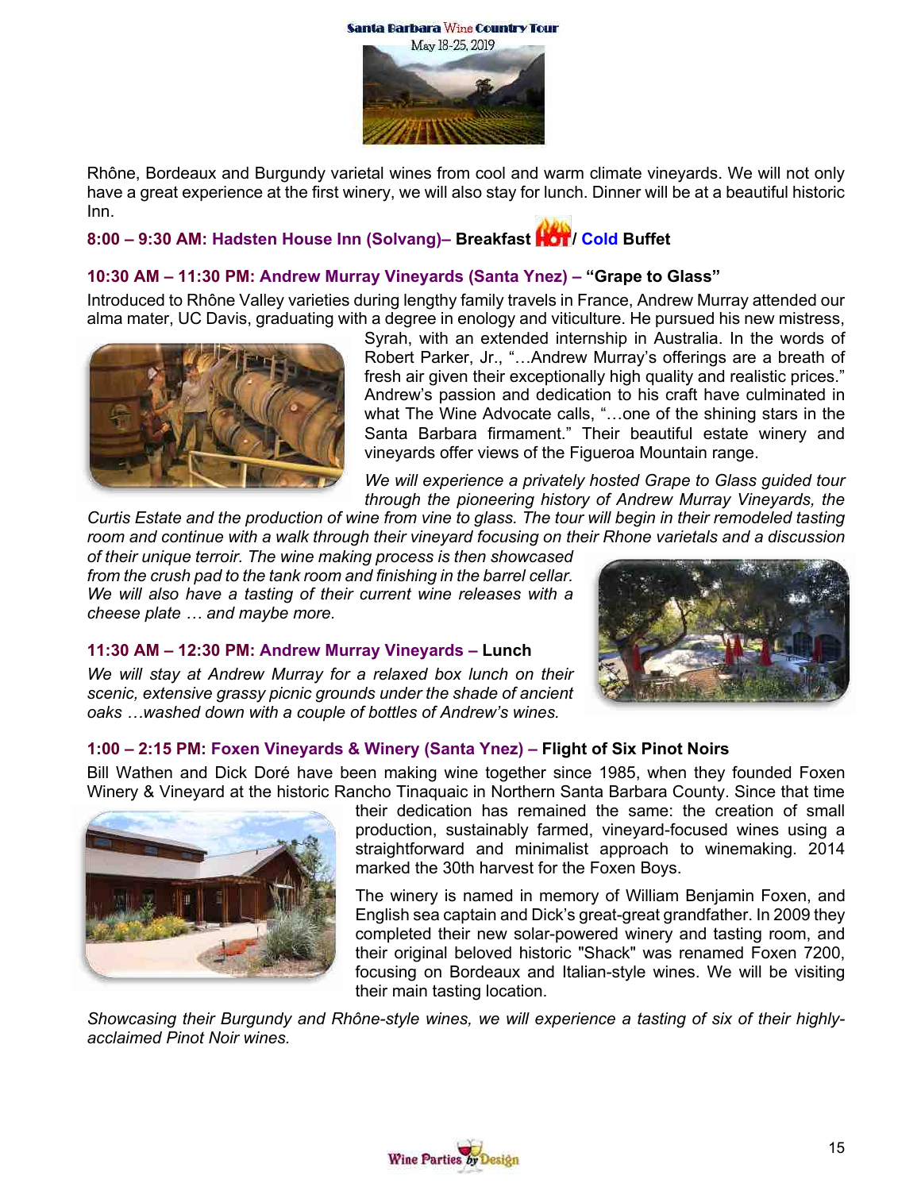Rhône, Bordeaux and Burgundy varietal wines from cool and warm climate vineyards. We will not only have a great experience at the first winery, we will also stay for lunch. Dinner will be at a beautiful historic Inn.

**8:00 – 9:30 AM: Hadsten House Inn (Solvang)– Breakfast HOT / Cold Buffet**

**10:30 AM – 11:30 PM: Andrew Murray Vineyards (Santa Ynez) – "Grape to Glass"**

Introduced to Rhône Valley varieties during lengthy family travels in France, Andrew Murray attended our alma mater, UC Davis, graduating with a degree in enology and viticulture. He pursued his new mistress, Syrah, with an extended internship in Australia. In the words of Robert Parker, Jr., "…Andrew Murray's offerings are a breath of fresh air given their exceptionally high quality and realistic prices." Andrew's passion and dedication to his craft have culminated in what The Wine Advocate calls, "…one of the shining stars in the Santa Barbara firmament." Their beautiful estate winery and vineyards offer views of the Figueroa Mountain range.

*We will experience a privately hosted Grape to Glass guided tour through the pioneering history of Andrew Murray Vineyards, the Curtis Estate and the production of wine from vine to glass. The tour will begin in their remodeled tasting room and continue with a walk through their vineyard focusing on their Rhone varietals and a discussion of their unique terroir. The wine making process is then showcased from the crush pad to the tank room and finishing in the barrel cellar. We will also have a tasting of their current wine releases with a cheese plate … and maybe more.*

**11:30 AM – 12:30 PM: Andrew Murray Vineyards – Lunch**

*We will stay at Andrew Murray for a relaxed box lunch on their scenic, extensive grassy picnic grounds under the shade of ancient oaks …washed down with a couple of bottles of Andrew's wines.*

**1:00 – 2:15 PM: Foxen Vineyards & Winery (Santa Ynez) – Flight of Six Pinot Noirs**

Bill Wathen and Dick Doré have been making wine together since 1985, when they founded Foxen Winery & Vineyard at the historic Rancho Tinaquaic in Northern Santa Barbara County. Since that time their dedication has remained the same: the creation of small production, sustainably farmed, vineyard-focused wines using a straightforward and minimalist approach to winemaking. 2014 marked the 30th harvest for the Foxen Boys.

The winery is named in memory of William Benjamin Foxen, and English sea captain and Dick's great-great grandfather. In 2009 they completed their new solar-powered winery and tasting room, and their original beloved historic "Shack" was renamed Foxen 7200, focusing on Bordeaux and Italian-style wines. We will be visiting their main tasting location.

*Showcasing their Burgundy and Rhône-style wines, we will experience a tasting of six of their highly-acclaimed Pinot Noir wines.*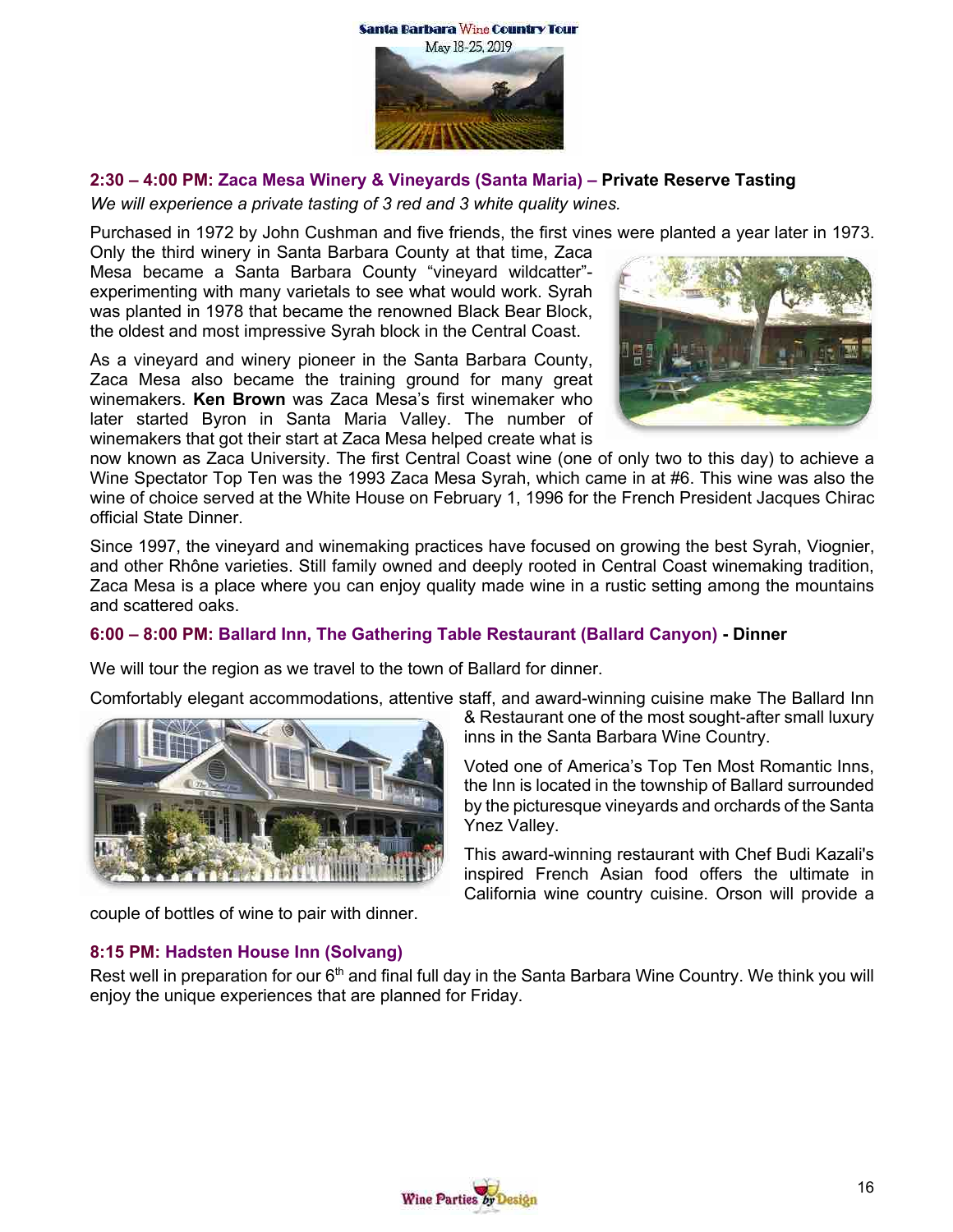**2:30 – 4:00 PM: Zaca Mesa Winery & Vineyards (Santa Maria) – Private Reserve Tasting**

*We will experience a private tasting of 3 red and 3 white quality wines.*

Purchased in 1972 by John Cushman and five friends, the first vines were planted a year later in 1973. Only the third winery in Santa Barbara County at that time, Zaca Mesa became a Santa Barbara County "vineyard wildcatter"-experimenting with many varietals to see what would work. Syrah was planted in 1978 that became the renowned Black Bear Block, the oldest and most impressive Syrah block in the Central Coast.

As a vineyard and winery pioneer in the Santa Barbara County, Zaca Mesa also became the training ground for many great winemakers. **Ken Brown** was Zaca Mesa's first winemaker who later started Byron in Santa Maria Valley. The number of winemakers that got their start at Zaca Mesa helped create what is now known as Zaca University. The first Central Coast wine (one of only two to this day) to achieve a Wine Spectator Top Ten was the 1993 Zaca Mesa Syrah, which came in at #6. This wine was also the wine of choice served at the White House on February 1, 1996 for the French President Jacques Chirac official State Dinner.

Since 1997, the vineyard and winemaking practices have focused on growing the best Syrah, Viognier, and other Rhône varieties. Still family owned and deeply rooted in Central Coast winemaking tradition, Zaca Mesa is a place where you can enjoy quality made wine in a rustic setting among the mountains and scattered oaks.

**6:00 – 8:00 PM: Ballard Inn, The Gathering Table Restaurant (Ballard Canyon) - Dinner**

We will tour the region as we travel to the town of Ballard for dinner.

Comfortably elegant accommodations, attentive staff, and award-winning cuisine make The Ballard Inn & Restaurant one of the most sought-after small luxury inns in the Santa Barbara Wine Country.

Voted one of America's Top Ten Most Romantic Inns, the Inn is located in the township of Ballard surrounded by the picturesque vineyards and orchards of the Santa Ynez Valley.

This award-winning restaurant with Chef Budi Kazali's inspired French Asian food offers the ultimate in California wine country cuisine. Orson will provide a couple of bottles of wine to pair with dinner.

**8:15 PM: Hadsten House Inn (Solvang)**

Rest well in preparation for our 6th and final full day in the Santa Barbara Wine Country. We think you will enjoy the unique experiences that are planned for Friday.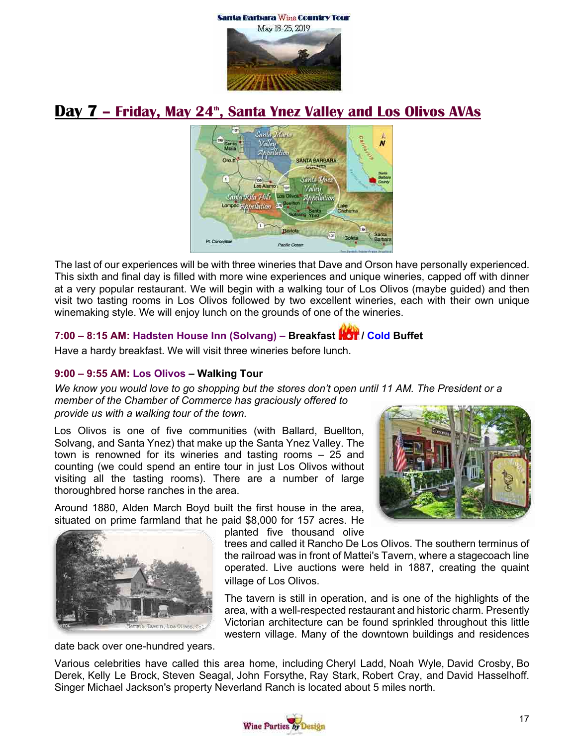## Day 7 – Friday, May 24th, Santa Ynez Valley and Los Olivos AVAs

The last of our experiences will be with three wineries that Dave and Orson have personally experienced. This sixth and final day is filled with more wine experiences and unique wineries, capped off with dinner at a very popular restaurant. We will begin with a walking tour of Los Olivos (maybe guided) and then visit two tasting rooms in Los Olivos followed by two excellent wineries, each with their own unique winemaking style. We will enjoy lunch on the grounds of one of the wineries.

**7:00 – 8:15 AM: Hadsten House Inn (Solvang) – Breakfast HOT / Cold Buffet**

Have a hardy breakfast. We will visit three wineries before lunch.

**9:00 – 9:55 AM: Los Olivos – Walking Tour**

*We know you would love to go shopping but the stores don't open until 11 AM. The President or a member of the Chamber of Commerce has graciously offered to provide us with a walking tour of the town.*

Los Olivos is one of five communities (with Ballard, Buellton, Solvang, and Santa Ynez) that make up the Santa Ynez Valley. The town is renowned for its wineries and tasting rooms – 25 and counting (we could spend an entire tour in just Los Olivos without visiting all the tasting rooms). There are a number of large thoroughbred horse ranches in the area.

Around 1880, Alden March Boyd built the first house in the area, situated on prime farmland that he paid $8,000 for 157 acres. He planted five thousand olive trees and called it Rancho De Los Olivos. The southern terminus of the railroad was in front of Mattei's Tavern, where a stagecoach line operated. Live auctions were held in 1887, creating the quaint village of Los Olivos.

The tavern is still in operation, and is one of the highlights of the area, with a well-respected restaurant and historic charm. Presently Victorian architecture can be found sprinkled throughout this little western village. Many of the downtown buildings and residences date back over one-hundred years.

Various celebrities have called this area home, including Cheryl Ladd, Noah Wyle, David Crosby, Bo Derek, Kelly Le Brock, Steven Seagal, John Forsythe, Ray Stark, Robert Cray, and David Hasselhoff. Singer Michael Jackson's property Neverland Ranch is located about 5 miles north.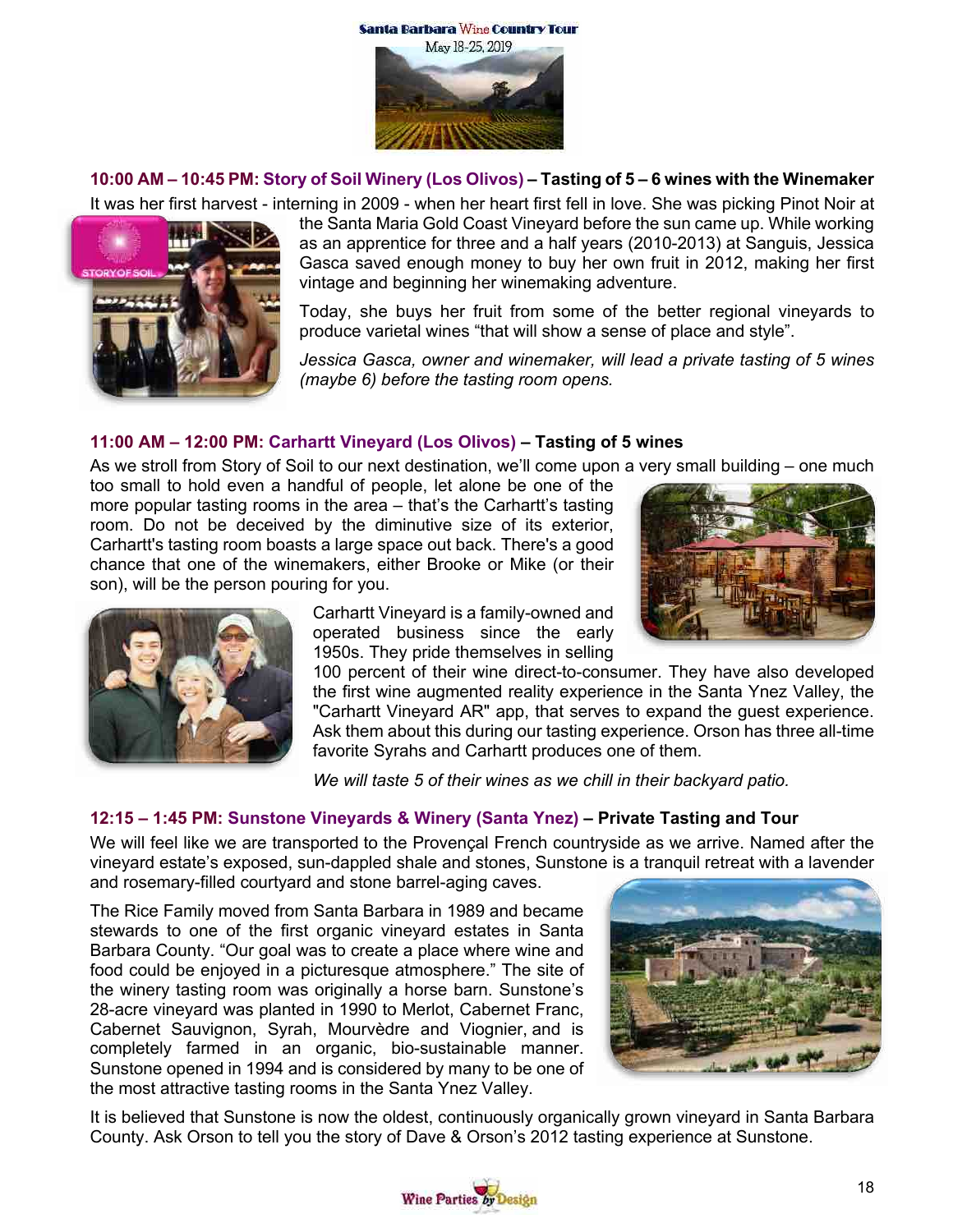**10:00 AM – 10:45 PM: Story of Soil Winery (Los Olivos) – Tasting of 5 – 6 wines with the Winemaker**

It was her first harvest - interning in 2009 - when her heart first fell in love. She was picking Pinot Noir at the Santa Maria Gold Coast Vineyard before the sun came up. While working as an apprentice for three and a half years (2010-2013) at Sanguis, Jessica Gasca saved enough money to buy her own fruit in 2012, making her first vintage and beginning her winemaking adventure.

Today, she buys her fruit from some of the better regional vineyards to produce varietal wines "that will show a sense of place and style".

*Jessica Gasca, owner and winemaker, will lead a private tasting of 5 wines (maybe 6) before the tasting room opens.*

**11:00 AM – 12:00 PM: Carhartt Vineyard (Los Olivos) – Tasting of 5 wines**

As we stroll from Story of Soil to our next destination, we'll come upon a very small building – one much too small to hold even a handful of people, let alone be one of the more popular tasting rooms in the area – that's the Carhartt's tasting room. Do not be deceived by the diminutive size of its exterior, Carhartt's tasting room boasts a large space out back. There's a good chance that one of the winemakers, either Brooke or Mike (or their son), will be the person pouring for you.

Carhartt Vineyard is a family-owned and operated business since the early 1950s. They pride themselves in selling 100 percent of their wine direct-to-consumer. They have also developed the first wine augmented reality experience in the Santa Ynez Valley, the "Carhartt Vineyard AR" app, that serves to expand the guest experience. Ask them about this during our tasting experience. Orson has three all-time favorite Syrahs and Carhartt produces one of them.

*We will taste 5 of their wines as we chill in their backyard patio.*

**12:15 – 1:45 PM: Sunstone Vineyards & Winery (Santa Ynez) – Private Tasting and Tour**

We will feel like we are transported to the Provençal French countryside as we arrive. Named after the vineyard estate's exposed, sun-dappled shale and stones, Sunstone is a tranquil retreat with a lavender and rosemary-filled courtyard and stone barrel-aging caves.

The Rice Family moved from Santa Barbara in 1989 and became stewards to one of the first organic vineyard estates in Santa Barbara County. "Our goal was to create a place where wine and food could be enjoyed in a picturesque atmosphere." The site of the winery tasting room was originally a horse barn. Sunstone's 28-acre vineyard was planted in 1990 to Merlot, Cabernet Franc, Cabernet Sauvignon, Syrah, Mourvèdre and Viognier, and is completely farmed in an organic, bio-sustainable manner. Sunstone opened in 1994 and is considered by many to be one of the most attractive tasting rooms in the Santa Ynez Valley.

It is believed that Sunstone is now the oldest, continuously organically grown vineyard in Santa Barbara County. Ask Orson to tell you the story of Dave & Orson's 2012 tasting experience at Sunstone.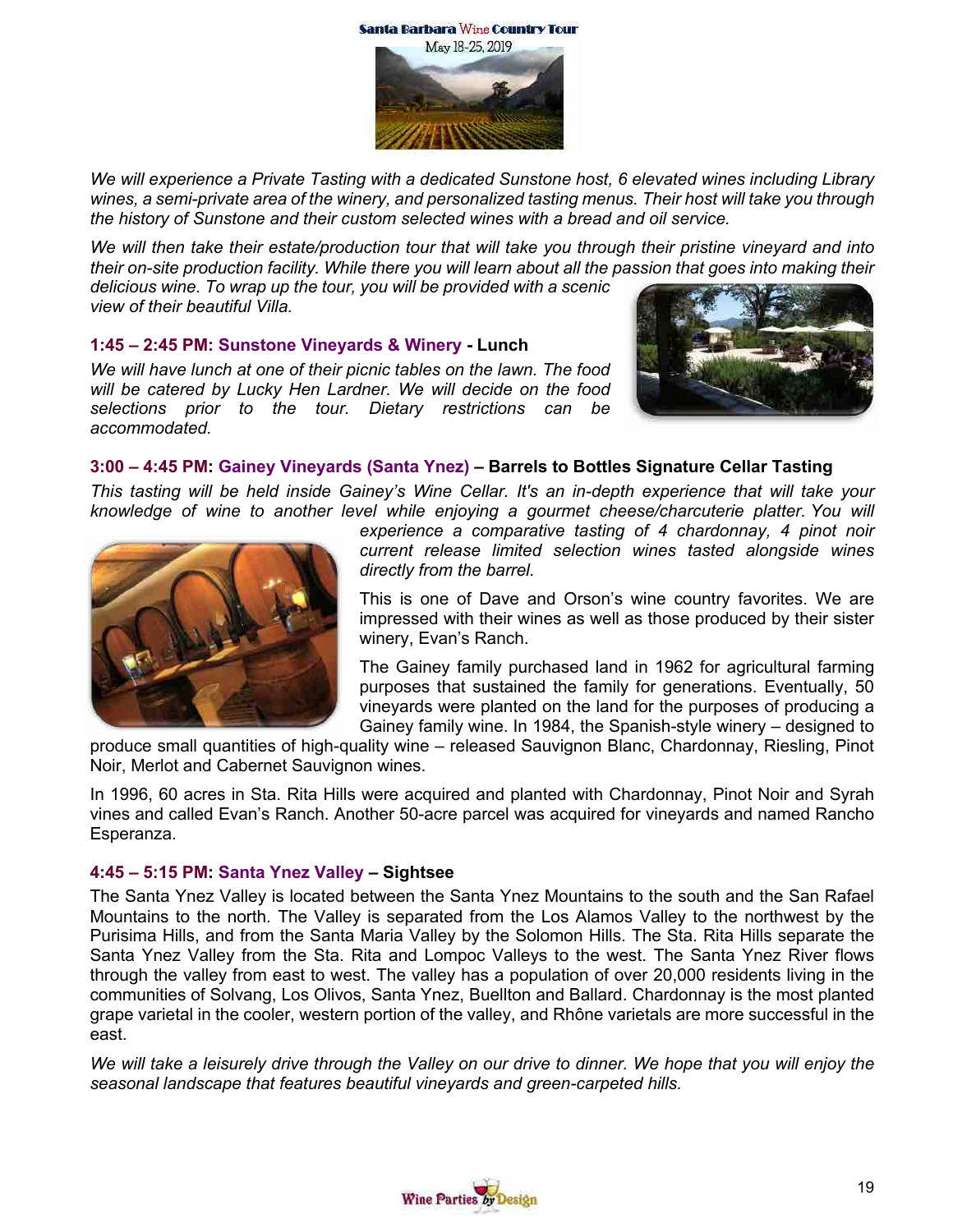*We will experience a Private Tasting with a dedicated Sunstone host, 6 elevated wines including Library wines, a semi-private area of the winery, and personalized tasting menus. Their host will take you through the history of Sunstone and their custom selected wines with a bread and oil service.*

*We will then take their estate/production tour that will take you through their pristine vineyard and into their on-site production facility. While there you will learn about all the passion that goes into making their delicious wine. To wrap up the tour, you will be provided with a scenic view of their beautiful Villa.*

### 1:45 – 2:45 PM: Sunstone Vineyards & Winery - Lunch

*We will have lunch at one of their picnic tables on the lawn. The food will be catered by Lucky Hen Lardner. We will decide on the food selections prior to the tour. Dietary restrictions can be accommodated.*

### 3:00 – 4:45 PM: Gainey Vineyards (Santa Ynez) – Barrels to Bottles Signature Cellar Tasting

*This tasting will be held inside Gainey's Wine Cellar. It's an in-depth experience that will take your knowledge of wine to another level while enjoying a gourmet cheese/charcuterie platter. You will experience a comparative tasting of 4 chardonnay, 4 pinot noir current release limited selection wines tasted alongside wines directly from the barrel.*

This is one of Dave and Orson's wine country favorites. We are impressed with their wines as well as those produced by their sister winery, Evan's Ranch.

The Gainey family purchased land in 1962 for agricultural farming purposes that sustained the family for generations. Eventually, 50 vineyards were planted on the land for the purposes of producing a Gainey family wine. In 1984, the Spanish-style winery – designed to produce small quantities of high-quality wine – released Sauvignon Blanc, Chardonnay, Riesling, Pinot Noir, Merlot and Cabernet Sauvignon wines.

In 1996, 60 acres in Sta. Rita Hills were acquired and planted with Chardonnay, Pinot Noir and Syrah vines and called Evan's Ranch. Another 50-acre parcel was acquired for vineyards and named Rancho Esperanza.

### 4:45 – 5:15 PM: Santa Ynez Valley – Sightsee

The Santa Ynez Valley is located between the Santa Ynez Mountains to the south and the San Rafael Mountains to the north. The Valley is separated from the Los Alamos Valley to the northwest by the Purisima Hills, and from the Santa Maria Valley by the Solomon Hills. The Sta. Rita Hills separate the Santa Ynez Valley from the Sta. Rita and Lompoc Valleys to the west. The Santa Ynez River flows through the valley from east to west. The valley has a population of over 20,000 residents living in the communities of Solvang, Los Olivos, Santa Ynez, Buellton and Ballard. Chardonnay is the most planted grape varietal in the cooler, western portion of the valley, and Rhône varietals are more successful in the east.

*We will take a leisurely drive through the Valley on our drive to dinner. We hope that you will enjoy the seasonal landscape that features beautiful vineyards and green-carpeted hills.*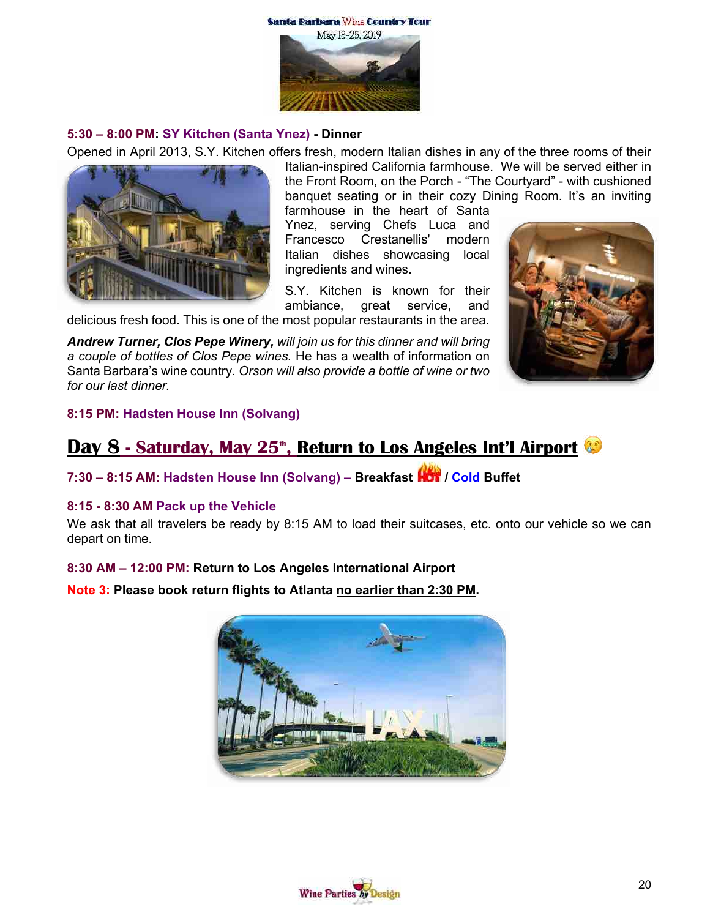**5:30 – 8:00 PM: SY Kitchen (Santa Ynez) - Dinner**

Opened in April 2013, S.Y. Kitchen offers fresh, modern Italian dishes in any of the three rooms of their Italian-inspired California farmhouse. We will be served either in the Front Room, on the Porch - "The Courtyard" - with cushioned banquet seating or in their cozy Dining Room. It's an inviting farmhouse in the heart of Santa Ynez, serving Chefs Luca and Francesco Crestanellis' modern Italian dishes showcasing local ingredients and wines.

S.Y. Kitchen is known for their ambiance, great service, and delicious fresh food. This is one of the most popular restaurants in the area.

***Andrew Turner, Clos Pepe Winery,*** *will join us for this dinner and will bring a couple of bottles of Clos Pepe wines.* He has a wealth of information on Santa Barbara's wine country. *Orson will also provide a bottle of wine or two for our last dinner.*

**8:15 PM: Hadsten House Inn (Solvang)**

## Day 8 - Saturday, May 25th, Return to Los Angeles Int'l Airport

**7:30 – 8:15 AM: Hadsten House Inn (Solvang) – Breakfast HOT / Cold Buffet**

**8:15 - 8:30 AM Pack up the Vehicle**

We ask that all travelers be ready by 8:15 AM to load their suitcases, etc. onto our vehicle so we can depart on time.

**8:30 AM – 12:00 PM: Return to Los Angeles International Airport**

**Note 3: Please book return flights to Atlanta no earlier than 2:30 PM.**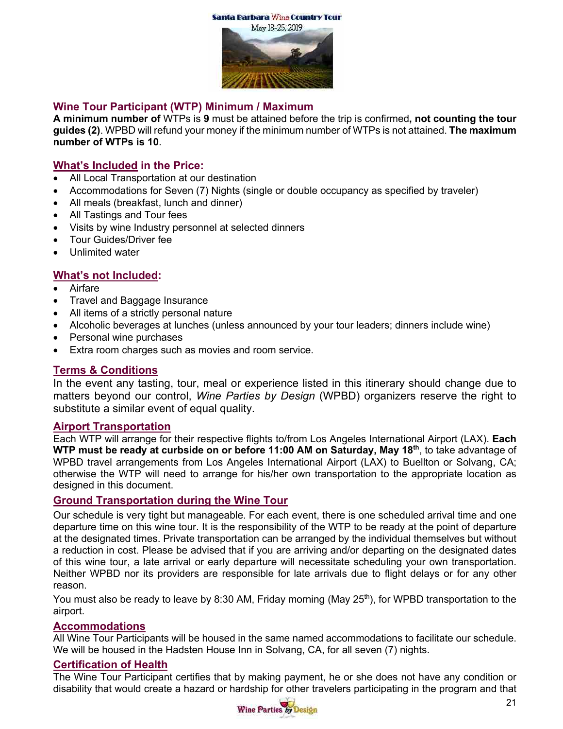Santa Barbara Wine Country Tour

May 18-25, 2019

## Wine Tour Participant (WTP) Minimum / Maximum

**A minimum number of** WTPs is **9** must be attained before the trip is confirmed**, not counting the tour guides (2)**. WPBD will refund your money if the minimum number of WTPs is not attained. **The maximum number of WTPs is 10**.

## What's Included in the Price:

- All Local Transportation at our destination
- Accommodations for Seven (7) Nights (single or double occupancy as specified by traveler)
- All meals (breakfast, lunch and dinner)
- All Tastings and Tour fees
- Visits by wine Industry personnel at selected dinners
- Tour Guides/Driver fee
- Unlimited water

## What's not Included:

- Airfare
- Travel and Baggage Insurance
- All items of a strictly personal nature
- Alcoholic beverages at lunches (unless announced by your tour leaders; dinners include wine)
- Personal wine purchases
- Extra room charges such as movies and room service.

## Terms & Conditions

In the event any tasting, tour, meal or experience listed in this itinerary should change due to matters beyond our control, *Wine Parties by Design* (WPBD) organizers reserve the right to substitute a similar event of equal quality.

## Airport Transportation

Each WTP will arrange for their respective flights to/from Los Angeles International Airport (LAX). **Each WTP must be ready at curbside on or before 11:00 AM on Saturday, May 18th**, to take advantage of WPBD travel arrangements from Los Angeles International Airport (LAX) to Buellton or Solvang, CA; otherwise the WTP will need to arrange for his/her own transportation to the appropriate location as designed in this document.

## Ground Transportation during the Wine Tour

Our schedule is very tight but manageable. For each event, there is one scheduled arrival time and one departure time on this wine tour. It is the responsibility of the WTP to be ready at the point of departure at the designated times. Private transportation can be arranged by the individual themselves but without a reduction in cost. Please be advised that if you are arriving and/or departing on the designated dates of this wine tour, a late arrival or early departure will necessitate scheduling your own transportation. Neither WPBD nor its providers are responsible for late arrivals due to flight delays or for any other reason.

You must also be ready to leave by 8:30 AM, Friday morning (May 25th), for WPBD transportation to the airport.

## Accommodations

All Wine Tour Participants will be housed in the same named accommodations to facilitate our schedule. We will be housed in the Hadsten House Inn in Solvang, CA, for all seven (7) nights.

## Certification of Health

The Wine Tour Participant certifies that by making payment, he or she does not have any condition or disability that would create a hazard or hardship for other travelers participating in the program and that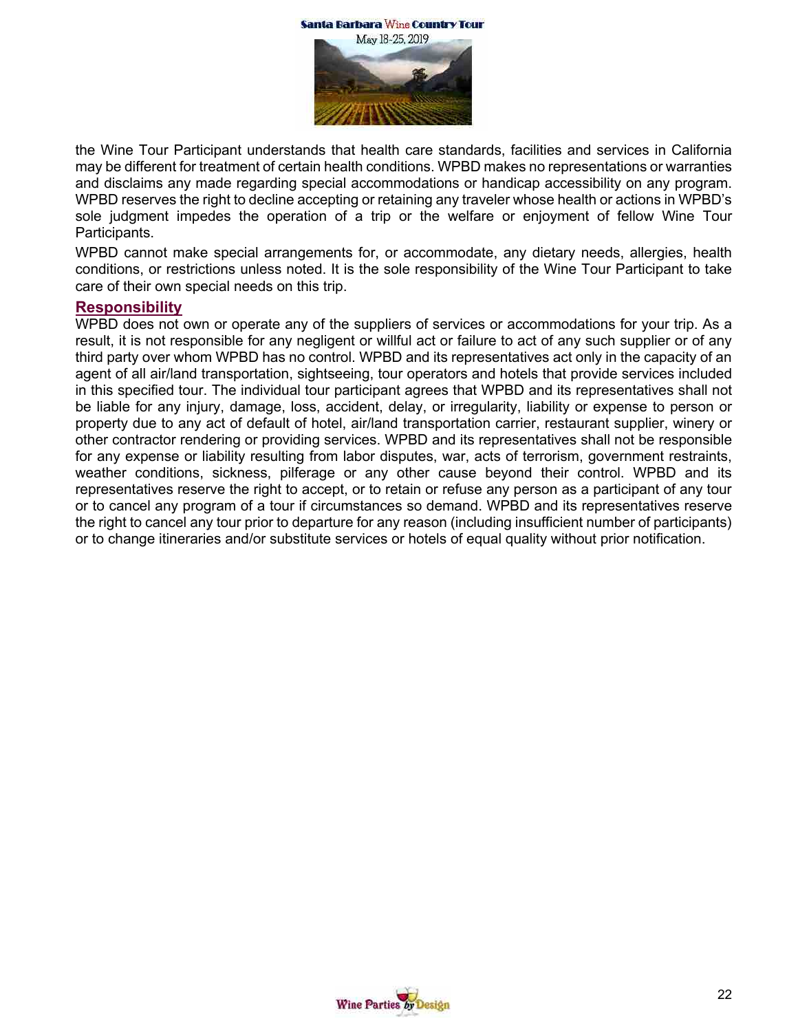the Wine Tour Participant understands that health care standards, facilities and services in California may be different for treatment of certain health conditions. WPBD makes no representations or warranties and disclaims any made regarding special accommodations or handicap accessibility on any program. WPBD reserves the right to decline accepting or retaining any traveler whose health or actions in WPBD's sole judgment impedes the operation of a trip or the welfare or enjoyment of fellow Wine Tour Participants.

WPBD cannot make special arrangements for, or accommodate, any dietary needs, allergies, health conditions, or restrictions unless noted. It is the sole responsibility of the Wine Tour Participant to take care of their own special needs on this trip.

## Responsibility

WPBD does not own or operate any of the suppliers of services or accommodations for your trip. As a result, it is not responsible for any negligent or willful act or failure to act of any such supplier or of any third party over whom WPBD has no control. WPBD and its representatives act only in the capacity of an agent of all air/land transportation, sightseeing, tour operators and hotels that provide services included in this specified tour. The individual tour participant agrees that WPBD and its representatives shall not be liable for any injury, damage, loss, accident, delay, or irregularity, liability or expense to person or property due to any act of default of hotel, air/land transportation carrier, restaurant supplier, winery or other contractor rendering or providing services. WPBD and its representatives shall not be responsible for any expense or liability resulting from labor disputes, war, acts of terrorism, government restraints, weather conditions, sickness, pilferage or any other cause beyond their control. WPBD and its representatives reserve the right to accept, or to retain or refuse any person as a participant of any tour or to cancel any program of a tour if circumstances so demand. WPBD and its representatives reserve the right to cancel any tour prior to departure for any reason (including insufficient number of participants) or to change itineraries and/or substitute services or hotels of equal quality without prior notification.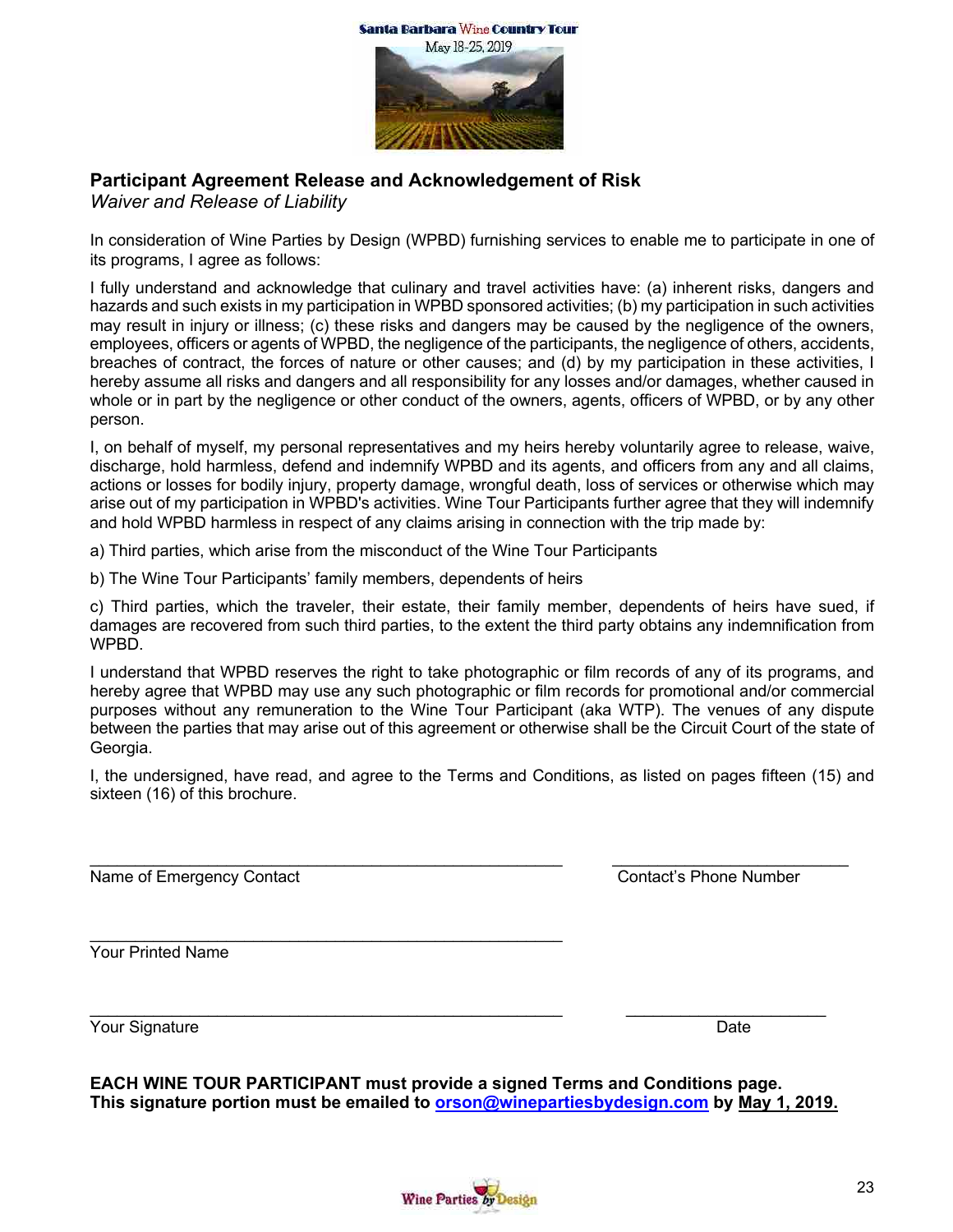Santa Barbara Wine Country Tour
May 18-25, 2019

## Participant Agreement Release and Acknowledgement of Risk

*Waiver and Release of Liability*

In consideration of Wine Parties by Design (WPBD) furnishing services to enable me to participate in one of its programs, I agree as follows:

I fully understand and acknowledge that culinary and travel activities have: (a) inherent risks, dangers and hazards and such exists in my participation in WPBD sponsored activities; (b) my participation in such activities may result in injury or illness; (c) these risks and dangers may be caused by the negligence of the owners, employees, officers or agents of WPBD, the negligence of the participants, the negligence of others, accidents, breaches of contract, the forces of nature or other causes; and (d) by my participation in these activities, I hereby assume all risks and dangers and all responsibility for any losses and/or damages, whether caused in whole or in part by the negligence or other conduct of the owners, agents, officers of WPBD, or by any other person.

I, on behalf of myself, my personal representatives and my heirs hereby voluntarily agree to release, waive, discharge, hold harmless, defend and indemnify WPBD and its agents, and officers from any and all claims, actions or losses for bodily injury, property damage, wrongful death, loss of services or otherwise which may arise out of my participation in WPBD's activities. Wine Tour Participants further agree that they will indemnify and hold WPBD harmless in respect of any claims arising in connection with the trip made by:

a) Third parties, which arise from the misconduct of the Wine Tour Participants

b) The Wine Tour Participants' family members, dependents of heirs

c) Third parties, which the traveler, their estate, their family member, dependents of heirs have sued, if damages are recovered from such third parties, to the extent the third party obtains any indemnification from WPBD.

I understand that WPBD reserves the right to take photographic or film records of any of its programs, and hereby agree that WPBD may use any such photographic or film records for promotional and/or commercial purposes without any remuneration to the Wine Tour Participant (aka WTP). The venues of any dispute between the parties that may arise out of this agreement or otherwise shall be the Circuit Court of the state of Georgia.

I, the undersigned, have read, and agree to the Terms and Conditions, as listed on pages fifteen (15) and sixteen (16) of this brochure.

\_\_\_\_\_\_\_\_\_\_\_\_\_\_\_\_\_\_\_\_\_\_\_\_\_\_\_\_\_\_\_\_\_\_\_\_\_\_\_\_ \_\_\_\_\_\_\_\_\_\_\_\_\_\_\_\_\_\_\_\_\_\_\_\_
Name of Emergency Contact Contact's Phone Number

\_\_\_\_\_\_\_\_\_\_\_\_\_\_\_\_\_\_\_\_\_\_\_\_\_\_\_\_\_\_\_\_\_\_\_\_\_\_\_\_
Your Printed Name

\_\_\_\_\_\_\_\_\_\_\_\_\_\_\_\_\_\_\_\_\_\_\_\_\_\_\_\_\_\_\_\_\_\_\_\_\_\_\_\_ \_\_\_\_\_\_\_\_\_\_\_\_\_\_\_\_\_\_\_\_
Your Signature Date

**EACH WINE TOUR PARTICIPANT must provide a signed Terms and Conditions page.**
**This signature portion must be emailed to orson@winepartiesbydesign.com by May 1, 2019.**

Wine Parties by Design